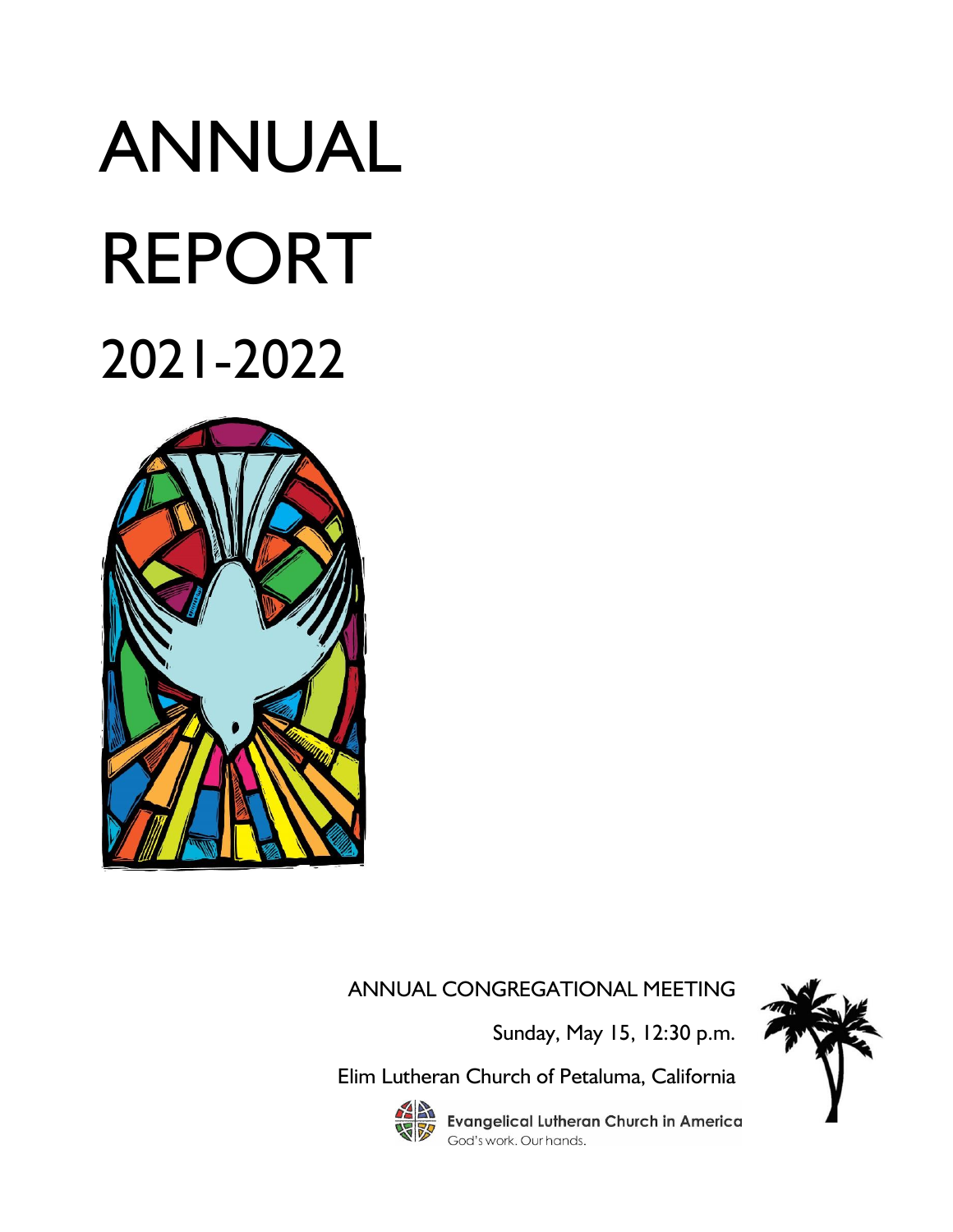# ANNUAL REPORT 2021-2022

ANNUAL CONGREGATIONAL MEETING

Sunday, May 15, 12:30 p.m.

Elim Lutheran Church of Petaluma, California

Evangelical Lutheran Church in America

God's work. Our hands.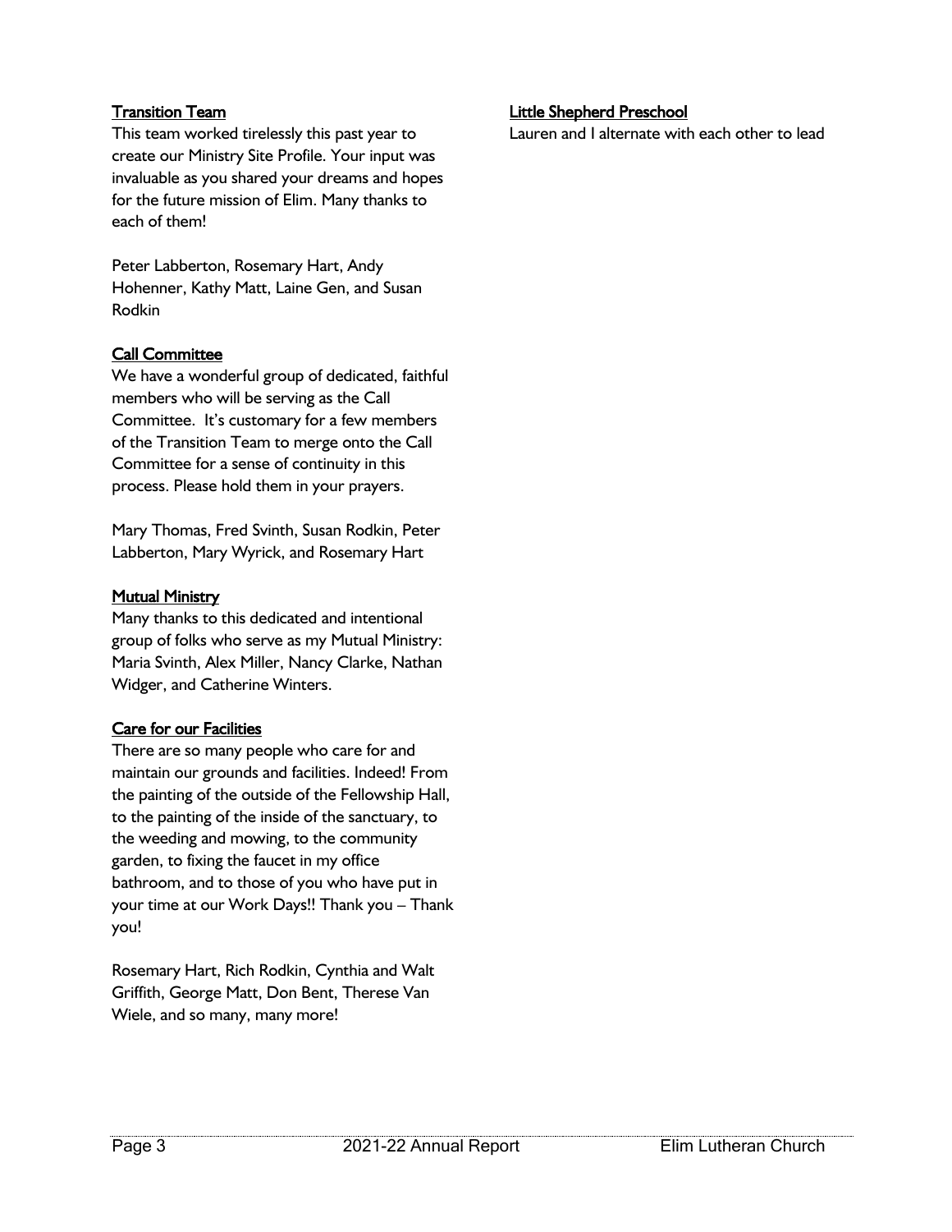### Transition Team

This team worked tirelessly this past year to create our Ministry Site Profile. Your input was invaluable as you shared your dreams and hopes for the future mission of Elim. Many thanks to each of them!

Peter Labberton, Rosemary Hart, Andy Hohenner, Kathy Matt, Laine Gen, and Susan Rodkin

### Call Committee

We have a wonderful group of dedicated, faithful members who will be serving as the Call Committee. It's customary for a few members of the Transition Team to merge onto the Call Committee for a sense of continuity in this process. Please hold them in your prayers.

Mary Thomas, Fred Svinth, Susan Rodkin, Peter Labberton, Mary Wyrick, and Rosemary Hart

### Mutual Ministry

Many thanks to this dedicated and intentional group of folks who serve as my Mutual Ministry: Maria Svinth, Alex Miller, Nancy Clarke, Nathan Widger, and Catherine Winters.

### Care for our Facilities

There are so many people who care for and maintain our grounds and facilities. Indeed! From the painting of the outside of the Fellowship Hall, to the painting of the inside of the sanctuary, to the weeding and mowing, to the community garden, to fixing the faucet in my office bathroom, and to those of you who have put in your time at our Work Days!! Thank you – Thank you!

Rosemary Hart, Rich Rodkin, Cynthia and Walt Griffith, George Matt, Don Bent, Therese Van Wiele, and so many, many more!

### Little Shepherd Preschool

Lauren and I alternate with each other to lead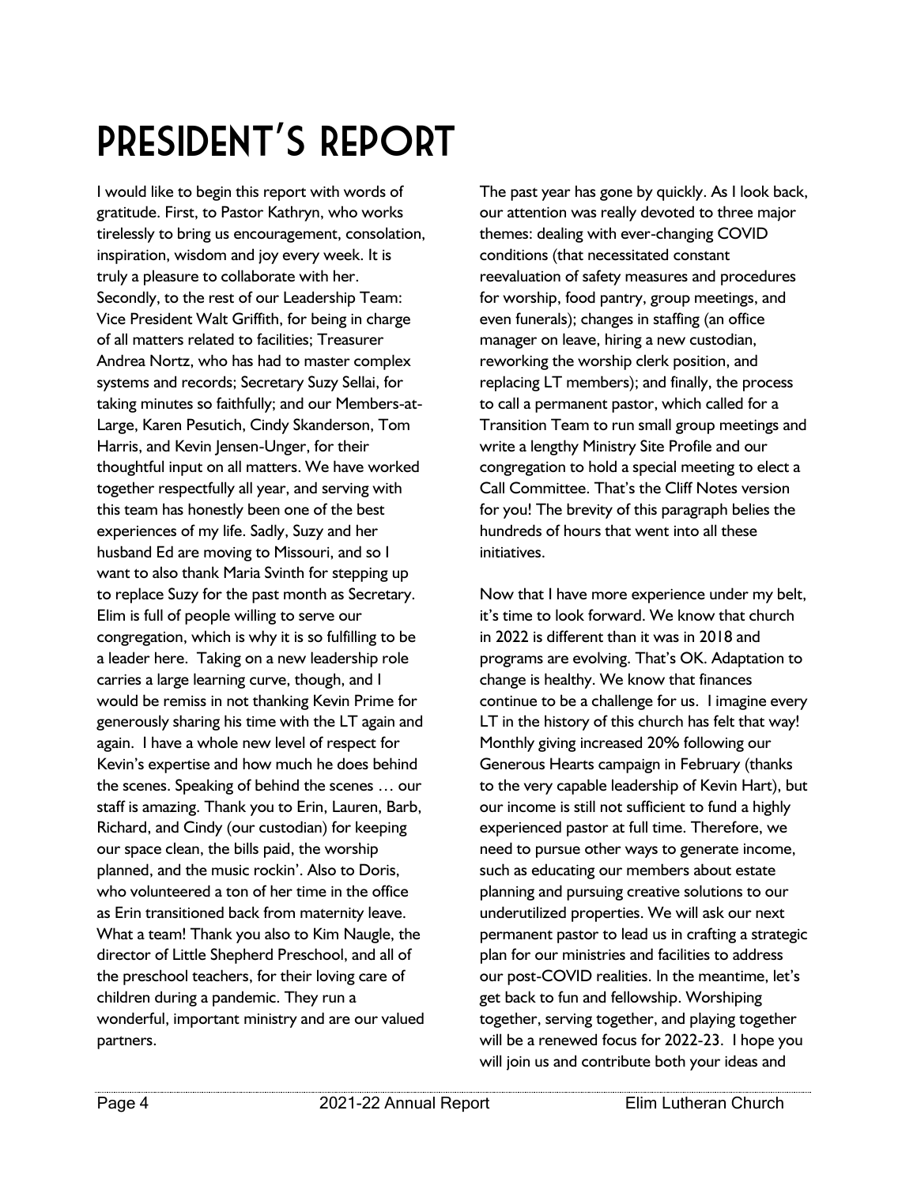# PRESIDENT'S REPORT

I would like to begin this report with words of gratitude. First, to Pastor Kathryn, who works tirelessly to bring us encouragement, consolation, inspiration, wisdom and joy every week. It is truly a pleasure to collaborate with her. Secondly, to the rest of our Leadership Team: Vice President Walt Griffith, for being in charge of all matters related to facilities; Treasurer Andrea Nortz, who has had to master complex systems and records; Secretary Suzy Sellai, for taking minutes so faithfully; and our Members-at-Large, Karen Pesutich, Cindy Skanderson, Tom Harris, and Kevin Jensen-Unger, for their thoughtful input on all matters. We have worked together respectfully all year, and serving with this team has honestly been one of the best experiences of my life. Sadly, Suzy and her husband Ed are moving to Missouri, and so I want to also thank Maria Svinth for stepping up to replace Suzy for the past month as Secretary. Elim is full of people willing to serve our congregation, which is why it is so fulfilling to be a leader here. Taking on a new leadership role carries a large learning curve, though, and I would be remiss in not thanking Kevin Prime for generously sharing his time with the LT again and again. I have a whole new level of respect for Kevin's expertise and how much he does behind the scenes. Speaking of behind the scenes … our staff is amazing. Thank you to Erin, Lauren, Barb, Richard, and Cindy (our custodian) for keeping our space clean, the bills paid, the worship planned, and the music rockin'. Also to Doris, who volunteered a ton of her time in the office as Erin transitioned back from maternity leave. What a team! Thank you also to Kim Naugle, the director of Little Shepherd Preschool, and all of the preschool teachers, for their loving care of children during a pandemic. They run a wonderful, important ministry and are our valued partners.

The past year has gone by quickly. As I look back, our attention was really devoted to three major themes: dealing with ever-changing COVID conditions (that necessitated constant reevaluation of safety measures and procedures for worship, food pantry, group meetings, and even funerals); changes in staffing (an office manager on leave, hiring a new custodian, reworking the worship clerk position, and replacing LT members); and finally, the process to call a permanent pastor, which called for a Transition Team to run small group meetings and write a lengthy Ministry Site Profile and our congregation to hold a special meeting to elect a Call Committee. That's the Cliff Notes version for you! The brevity of this paragraph belies the hundreds of hours that went into all these initiatives.

Now that I have more experience under my belt, it's time to look forward. We know that church in 2022 is different than it was in 2018 and programs are evolving. That's OK. Adaptation to change is healthy. We know that finances continue to be a challenge for us. I imagine every LT in the history of this church has felt that way! Monthly giving increased 20% following our Generous Hearts campaign in February (thanks to the very capable leadership of Kevin Hart), but our income is still not sufficient to fund a highly experienced pastor at full time. Therefore, we need to pursue other ways to generate income, such as educating our members about estate planning and pursuing creative solutions to our underutilized properties. We will ask our next permanent pastor to lead us in crafting a strategic plan for our ministries and facilities to address our post-COVID realities. In the meantime, let's get back to fun and fellowship. Worshiping together, serving together, and playing together will be a renewed focus for 2022-23. I hope you will join us and contribute both your ideas and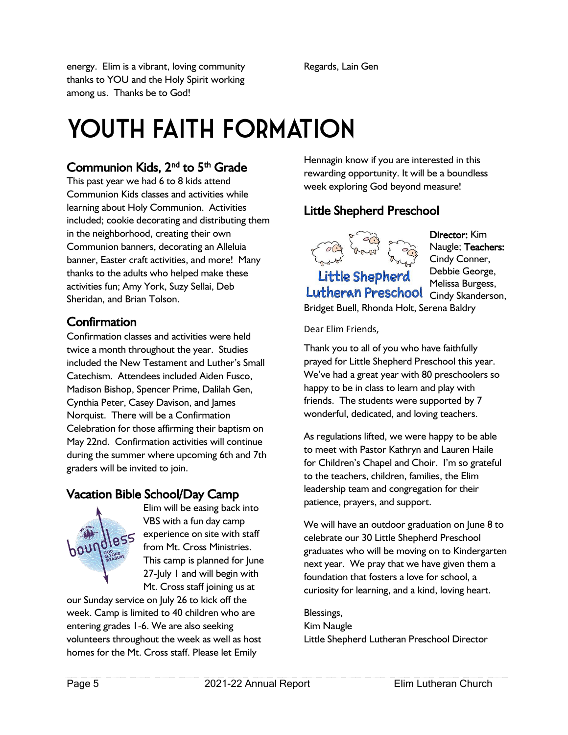energy. Elim is a vibrant, loving community thanks to YOU and the Holy Spirit working among us. Thanks be to God!

Regards, Lain Gen

# YOUTH FAITH FORMATION

## Communion Kids, 2nd to 5th Grade

This past year we had 6 to 8 kids attend Communion Kids classes and activities while learning about Holy Communion. Activities included; cookie decorating and distributing them in the neighborhood, creating their own Communion banners, decorating an Alleluia banner, Easter craft activities, and more! Many thanks to the adults who helped make these activities fun; Amy York, Suzy Sellai, Deb Sheridan, and Brian Tolson.

## Confirmation

Confirmation classes and activities were held twice a month throughout the year. Studies included the New Testament and Luther's Small Catechism. Attendees included Aiden Fusco, Madison Bishop, Spencer Prime, Dalilah Gen, Cynthia Peter, Casey Davison, and James Norquist. There will be a Confirmation Celebration for those affirming their baptism on May 22nd. Confirmation activities will continue during the summer where upcoming 6th and 7th graders will be invited to join.

## Vacation Bible School/Day Camp

Elim will be easing back into VBS with a fun day camp experience on site with staff from Mt. Cross Ministries. This camp is planned for June 27-July 1 and will begin with Mt. Cross staff joining us at our Sunday service on July 26 to kick off the week. Camp is limited to 40 children who are entering grades 1-6. We are also seeking volunteers throughout the week as well as host homes for the Mt. Cross staff. Please let Emily Hennagin know if you are interested in this rewarding opportunity. It will be a boundless week exploring God beyond measure!

## Little Shepherd Preschool

**Director:** Kim Naugle; **Teachers:** Cindy Conner, Debbie George, Melissa Burgess, Cindy Skanderson, Bridget Buell, Rhonda Holt, Serena Baldry

Dear Elim Friends,

Thank you to all of you who have faithfully prayed for Little Shepherd Preschool this year. We've had a great year with 80 preschoolers so happy to be in class to learn and play with friends. The students were supported by 7 wonderful, dedicated, and loving teachers.

As regulations lifted, we were happy to be able to meet with Pastor Kathryn and Lauren Haile for Children's Chapel and Choir. I'm so grateful to the teachers, children, families, the Elim leadership team and congregation for their patience, prayers, and support.

We will have an outdoor graduation on June 8 to celebrate our 30 Little Shepherd Preschool graduates who will be moving on to Kindergarten next year. We pray that we have given them a foundation that fosters a love for school, a curiosity for learning, and a kind, loving heart.

Blessings,
Kim Naugle
Little Shepherd Lutheran Preschool Director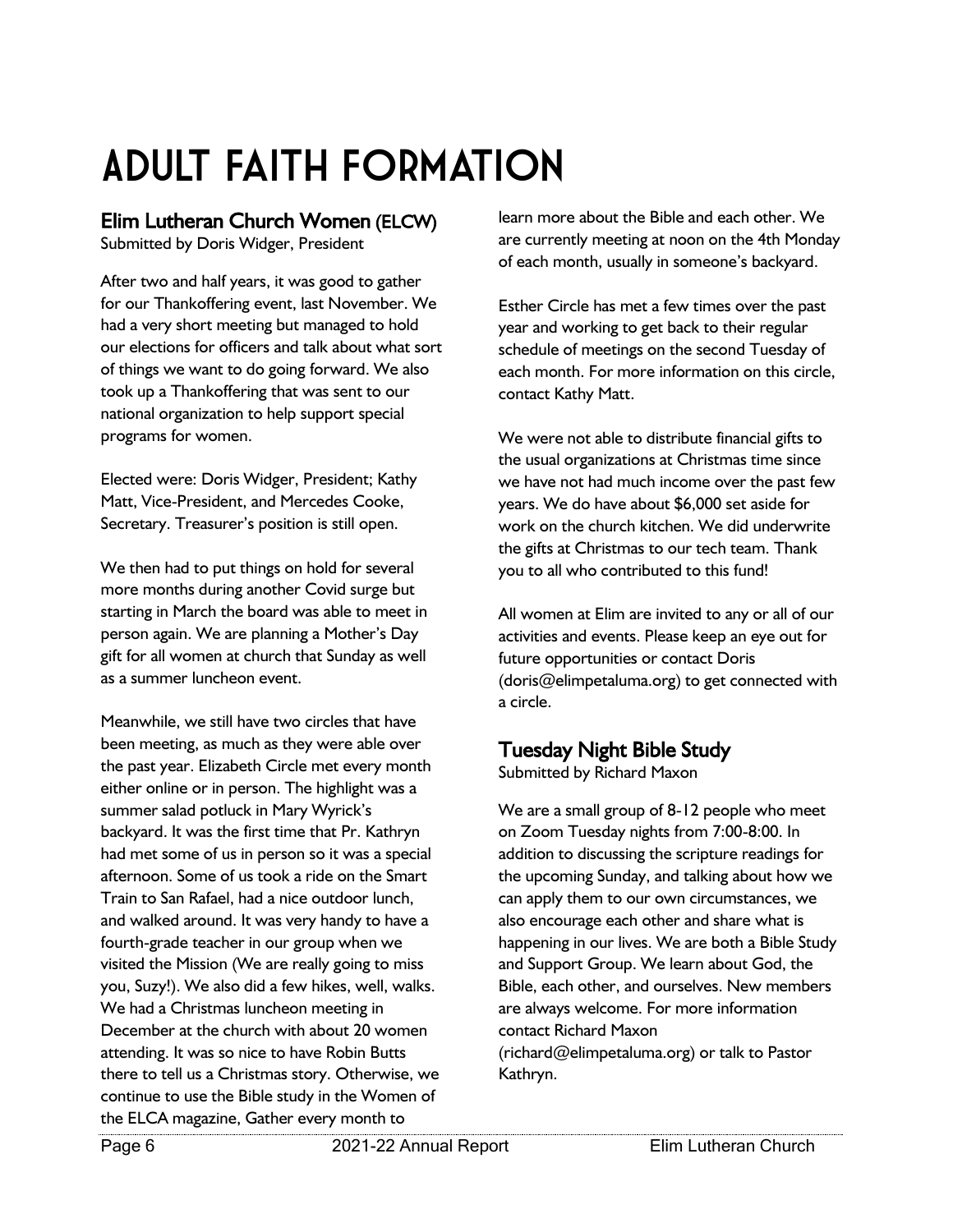# ADULT FAITH FORMATION

## Elim Lutheran Church Women (ELCW)

Submitted by Doris Widger, President

After two and half years, it was good to gather for our Thankoffering event, last November. We had a very short meeting but managed to hold our elections for officers and talk about what sort of things we want to do going forward. We also took up a Thankoffering that was sent to our national organization to help support special programs for women.

Elected were: Doris Widger, President; Kathy Matt, Vice-President, and Mercedes Cooke, Secretary. Treasurer's position is still open.

We then had to put things on hold for several more months during another Covid surge but starting in March the board was able to meet in person again. We are planning a Mother's Day gift for all women at church that Sunday as well as a summer luncheon event.

Meanwhile, we still have two circles that have been meeting, as much as they were able over the past year. Elizabeth Circle met every month either online or in person. The highlight was a summer salad potluck in Mary Wyrick's backyard. It was the first time that Pr. Kathryn had met some of us in person so it was a special afternoon. Some of us took a ride on the Smart Train to San Rafael, had a nice outdoor lunch, and walked around. It was very handy to have a fourth-grade teacher in our group when we visited the Mission (We are really going to miss you, Suzy!). We also did a few hikes, well, walks. We had a Christmas luncheon meeting in December at the church with about 20 women attending. It was so nice to have Robin Butts there to tell us a Christmas story. Otherwise, we continue to use the Bible study in the Women of the ELCA magazine, Gather every month to learn more about the Bible and each other. We are currently meeting at noon on the 4th Monday of each month, usually in someone's backyard.

Esther Circle has met a few times over the past year and working to get back to their regular schedule of meetings on the second Tuesday of each month. For more information on this circle, contact Kathy Matt.

We were not able to distribute financial gifts to the usual organizations at Christmas time since we have not had much income over the past few years. We do have about $6,000 set aside for work on the church kitchen. We did underwrite the gifts at Christmas to our tech team. Thank you to all who contributed to this fund!

All women at Elim are invited to any or all of our activities and events. Please keep an eye out for future opportunities or contact Doris (doris@elimpetaluma.org) to get connected with a circle.

## Tuesday Night Bible Study

Submitted by Richard Maxon

We are a small group of 8-12 people who meet on Zoom Tuesday nights from 7:00-8:00. In addition to discussing the scripture readings for the upcoming Sunday, and talking about how we can apply them to our own circumstances, we also encourage each other and share what is happening in our lives. We are both a Bible Study and Support Group. We learn about God, the Bible, each other, and ourselves. New members are always welcome. For more information contact Richard Maxon (richard@elimpetaluma.org) or talk to Pastor Kathryn.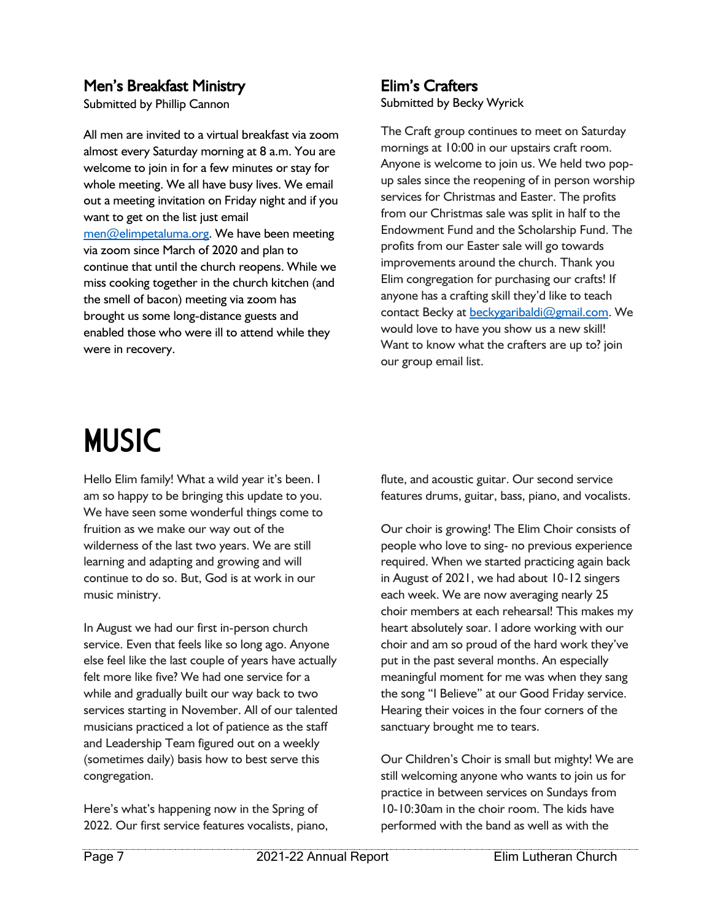## Men's Breakfast Ministry

Submitted by Phillip Cannon

All men are invited to a virtual breakfast via zoom almost every Saturday morning at 8 a.m. You are welcome to join in for a few minutes or stay for whole meeting. We all have busy lives. We email out a meeting invitation on Friday night and if you want to get on the list just email men@elimpetaluma.org. We have been meeting via zoom since March of 2020 and plan to continue that until the church reopens. While we miss cooking together in the church kitchen (and the smell of bacon) meeting via zoom has brought us some long-distance guests and enabled those who were ill to attend while they were in recovery.

## Elim's Crafters

Submitted by Becky Wyrick

The Craft group continues to meet on Saturday mornings at 10:00 in our upstairs craft room. Anyone is welcome to join us. We held two pop-up sales since the reopening of in person worship services for Christmas and Easter. The profits from our Christmas sale was split in half to the Endowment Fund and the Scholarship Fund. The profits from our Easter sale will go towards improvements around the church. Thank you Elim congregation for purchasing our crafts! If anyone has a crafting skill they'd like to teach contact Becky at beckygaribaldi@gmail.com. We would love to have you show us a new skill! Want to know what the crafters are up to? join our group email list.

# MUSIC

Hello Elim family! What a wild year it's been. I am so happy to be bringing this update to you. We have seen some wonderful things come to fruition as we make our way out of the wilderness of the last two years. We are still learning and adapting and growing and will continue to do so. But, God is at work in our music ministry.

In August we had our first in-person church service. Even that feels like so long ago. Anyone else feel like the last couple of years have actually felt more like five? We had one service for a while and gradually built our way back to two services starting in November. All of our talented musicians practiced a lot of patience as the staff and Leadership Team figured out on a weekly (sometimes daily) basis how to best serve this congregation.

Here's what's happening now in the Spring of 2022. Our first service features vocalists, piano, flute, and acoustic guitar. Our second service features drums, guitar, bass, piano, and vocalists.

Our choir is growing! The Elim Choir consists of people who love to sing- no previous experience required. When we started practicing again back in August of 2021, we had about 10-12 singers each week. We are now averaging nearly 25 choir members at each rehearsal! This makes my heart absolutely soar. I adore working with our choir and am so proud of the hard work they've put in the past several months. An especially meaningful moment for me was when they sang the song "I Believe" at our Good Friday service. Hearing their voices in the four corners of the sanctuary brought me to tears.

Our Children's Choir is small but mighty! We are still welcoming anyone who wants to join us for practice in between services on Sundays from 10-10:30am in the choir room. The kids have performed with the band as well as with the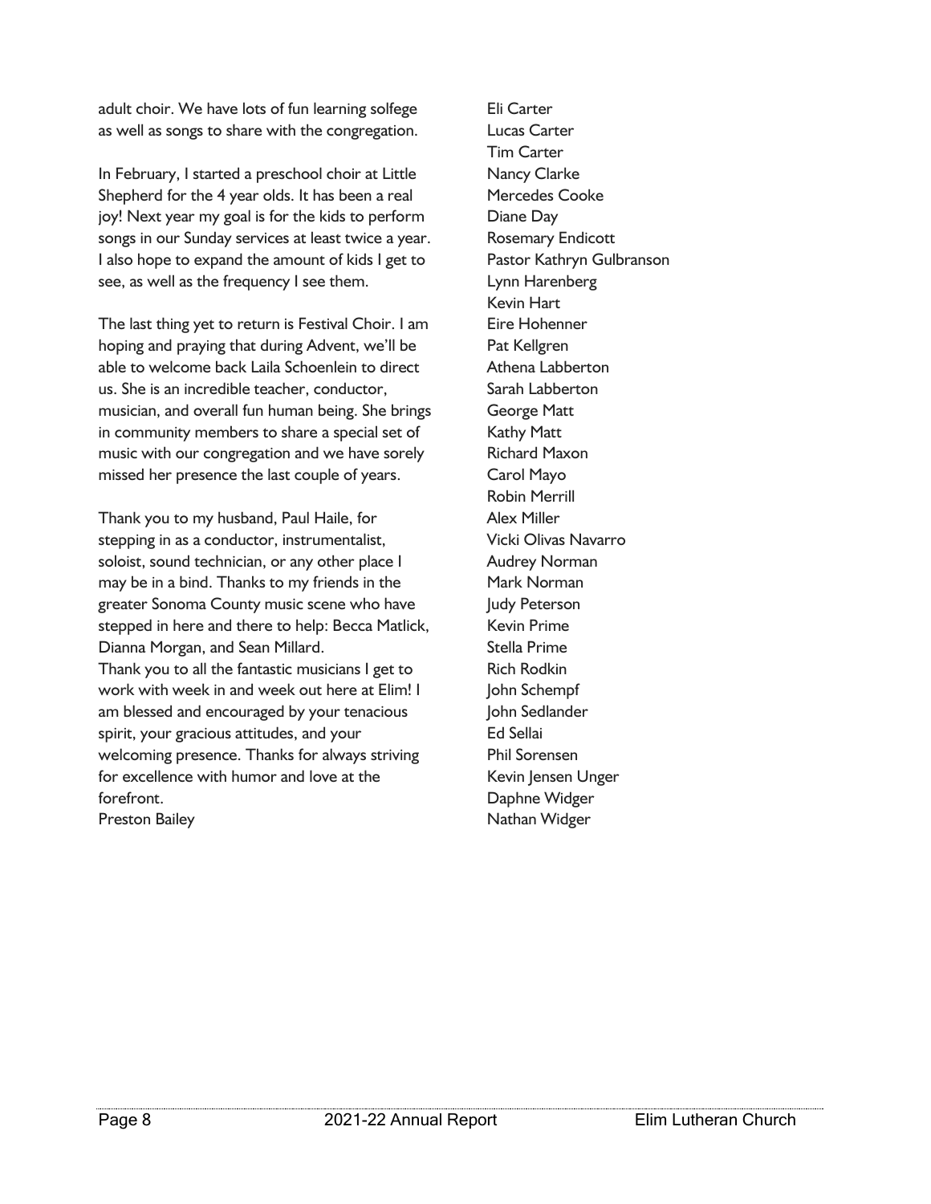adult choir. We have lots of fun learning solfege as well as songs to share with the congregation.

In February, I started a preschool choir at Little Shepherd for the 4 year olds. It has been a real joy! Next year my goal is for the kids to perform songs in our Sunday services at least twice a year. I also hope to expand the amount of kids I get to see, as well as the frequency I see them.

The last thing yet to return is Festival Choir. I am hoping and praying that during Advent, we'll be able to welcome back Laila Schoenlein to direct us. She is an incredible teacher, conductor, musician, and overall fun human being. She brings in community members to share a special set of music with our congregation and we have sorely missed her presence the last couple of years.

Thank you to my husband, Paul Haile, for stepping in as a conductor, instrumentalist, soloist, sound technician, or any other place I may be in a bind. Thanks to my friends in the greater Sonoma County music scene who have stepped in here and there to help: Becca Matlick, Dianna Morgan, and Sean Millard.
Thank you to all the fantastic musicians I get to work with week in and week out here at Elim! I am blessed and encouraged by your tenacious spirit, your gracious attitudes, and your welcoming presence. Thanks for always striving for excellence with humor and love at the forefront.
Preston Bailey

Eli Carter
Lucas Carter
Tim Carter
Nancy Clarke
Mercedes Cooke
Diane Day
Rosemary Endicott
Pastor Kathryn Gulbranson
Lynn Harenberg
Kevin Hart
Eire Hohenner
Pat Kellgren
Athena Labberton
Sarah Labberton
George Matt
Kathy Matt
Richard Maxon
Carol Mayo
Robin Merrill
Alex Miller
Vicki Olivas Navarro
Audrey Norman
Mark Norman
Judy Peterson
Kevin Prime
Stella Prime
Rich Rodkin
John Schempf
John Sedlander
Ed Sellai
Phil Sorensen
Kevin Jensen Unger
Daphne Widger
Nathan Widger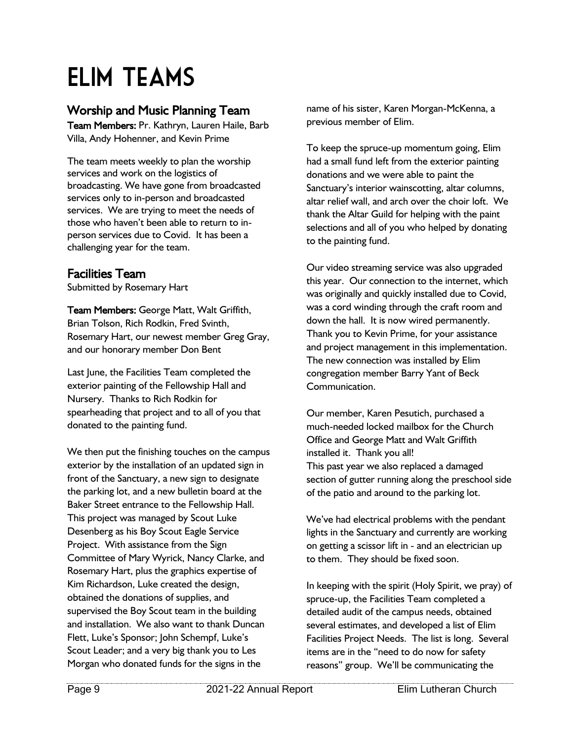# ELIM TEAMS

## Worship and Music Planning Team

**Team Members:** Pr. Kathryn, Lauren Haile, Barb Villa, Andy Hohenner, and Kevin Prime

The team meets weekly to plan the worship services and work on the logistics of broadcasting. We have gone from broadcasted services only to in-person and broadcasted services. We are trying to meet the needs of those who haven't been able to return to in-person services due to Covid. It has been a challenging year for the team.

## Facilities Team

Submitted by Rosemary Hart

**Team Members:** George Matt, Walt Griffith, Brian Tolson, Rich Rodkin, Fred Svinth, Rosemary Hart, our newest member Greg Gray, and our honorary member Don Bent

Last June, the Facilities Team completed the exterior painting of the Fellowship Hall and Nursery. Thanks to Rich Rodkin for spearheading that project and to all of you that donated to the painting fund.

We then put the finishing touches on the campus exterior by the installation of an updated sign in front of the Sanctuary, a new sign to designate the parking lot, and a new bulletin board at the Baker Street entrance to the Fellowship Hall. This project was managed by Scout Luke Desenberg as his Boy Scout Eagle Service Project. With assistance from the Sign Committee of Mary Wyrick, Nancy Clarke, and Rosemary Hart, plus the graphics expertise of Kim Richardson, Luke created the design, obtained the donations of supplies, and supervised the Boy Scout team in the building and installation. We also want to thank Duncan Flett, Luke's Sponsor; John Schempf, Luke's Scout Leader; and a very big thank you to Les Morgan who donated funds for the signs in the name of his sister, Karen Morgan-McKenna, a previous member of Elim.

To keep the spruce-up momentum going, Elim had a small fund left from the exterior painting donations and we were able to paint the Sanctuary's interior wainscotting, altar columns, altar relief wall, and arch over the choir loft. We thank the Altar Guild for helping with the paint selections and all of you who helped by donating to the painting fund.

Our video streaming service was also upgraded this year. Our connection to the internet, which was originally and quickly installed due to Covid, was a cord winding through the craft room and down the hall. It is now wired permanently. Thank you to Kevin Prime, for your assistance and project management in this implementation. The new connection was installed by Elim congregation member Barry Yant of Beck Communication.

Our member, Karen Pesutich, purchased a much-needed locked mailbox for the Church Office and George Matt and Walt Griffith installed it. Thank you all!
This past year we also replaced a damaged section of gutter running along the preschool side of the patio and around to the parking lot.

We've had electrical problems with the pendant lights in the Sanctuary and currently are working on getting a scissor lift in - and an electrician up to them. They should be fixed soon.

In keeping with the spirit (Holy Spirit, we pray) of spruce-up, the Facilities Team completed a detailed audit of the campus needs, obtained several estimates, and developed a list of Elim Facilities Project Needs. The list is long. Several items are in the "need to do now for safety reasons" group. We'll be communicating the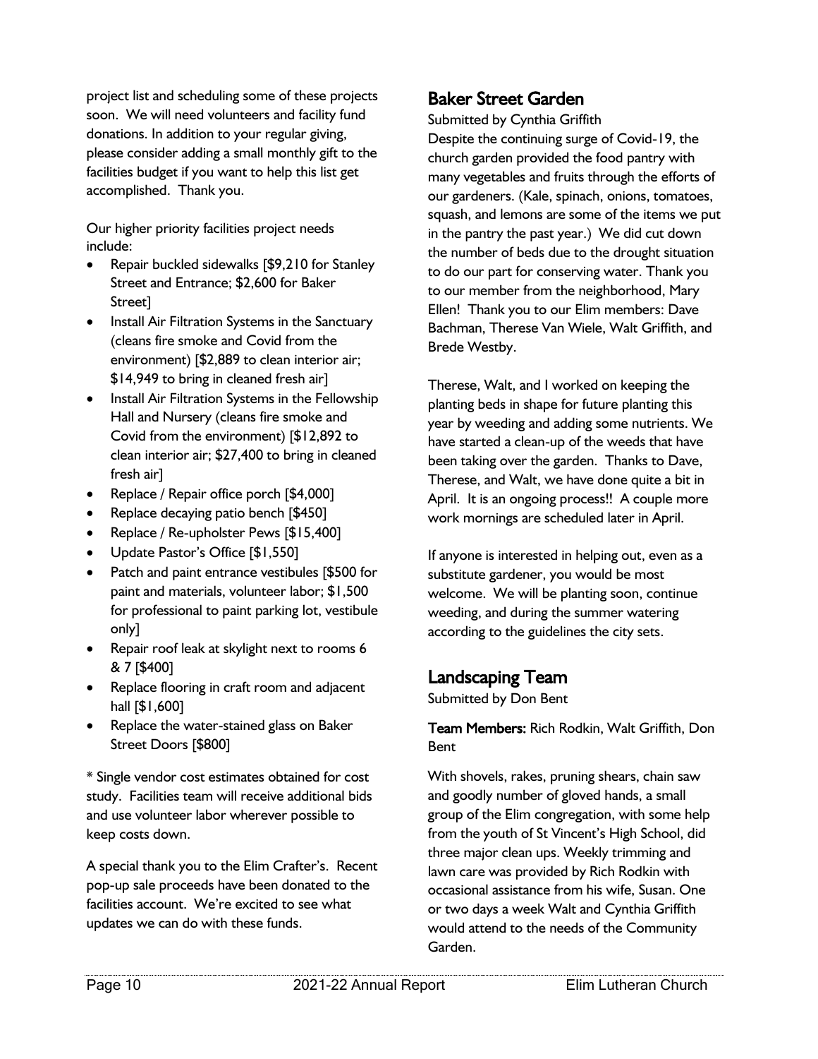project list and scheduling some of these projects soon. We will need volunteers and facility fund donations. In addition to your regular giving, please consider adding a small monthly gift to the facilities budget if you want to help this list get accomplished. Thank you.

Our higher priority facilities project needs include:

- Repair buckled sidewalks [$9,210 for Stanley Street and Entrance; $2,600 for Baker Street]
- Install Air Filtration Systems in the Sanctuary (cleans fire smoke and Covid from the environment) [$2,889 to clean interior air; $14,949 to bring in cleaned fresh air]
- Install Air Filtration Systems in the Fellowship Hall and Nursery (cleans fire smoke and Covid from the environment) [$12,892 to clean interior air; $27,400 to bring in cleaned fresh air]
- Replace / Repair office porch [$4,000]
- Replace decaying patio bench [$450]
- Replace / Re-upholster Pews [$15,400]
- Update Pastor's Office [$1,550]
- Patch and paint entrance vestibules [$500 for paint and materials, volunteer labor; $1,500 for professional to paint parking lot, vestibule only]
- Repair roof leak at skylight next to rooms 6 & 7 [$400]
- Replace flooring in craft room and adjacent hall [$1,600]
- Replace the water-stained glass on Baker Street Doors [$800]

* Single vendor cost estimates obtained for cost study. Facilities team will receive additional bids and use volunteer labor wherever possible to keep costs down.

A special thank you to the Elim Crafter's. Recent pop-up sale proceeds have been donated to the facilities account. We're excited to see what updates we can do with these funds.

## Baker Street Garden

Submitted by Cynthia Griffith

Despite the continuing surge of Covid-19, the church garden provided the food pantry with many vegetables and fruits through the efforts of our gardeners. (Kale, spinach, onions, tomatoes, squash, and lemons are some of the items we put in the pantry the past year.) We did cut down the number of beds due to the drought situation to do our part for conserving water. Thank you to our member from the neighborhood, Mary Ellen! Thank you to our Elim members: Dave Bachman, Therese Van Wiele, Walt Griffith, and Brede Westby.

Therese, Walt, and I worked on keeping the planting beds in shape for future planting this year by weeding and adding some nutrients. We have started a clean-up of the weeds that have been taking over the garden. Thanks to Dave, Therese, and Walt, we have done quite a bit in April. It is an ongoing process!! A couple more work mornings are scheduled later in April.

If anyone is interested in helping out, even as a substitute gardener, you would be most welcome. We will be planting soon, continue weeding, and during the summer watering according to the guidelines the city sets.

## Landscaping Team

Submitted by Don Bent

**Team Members:** Rich Rodkin, Walt Griffith, Don Bent

With shovels, rakes, pruning shears, chain saw and goodly number of gloved hands, a small group of the Elim congregation, with some help from the youth of St Vincent's High School, did three major clean ups. Weekly trimming and lawn care was provided by Rich Rodkin with occasional assistance from his wife, Susan. One or two days a week Walt and Cynthia Griffith would attend to the needs of the Community Garden.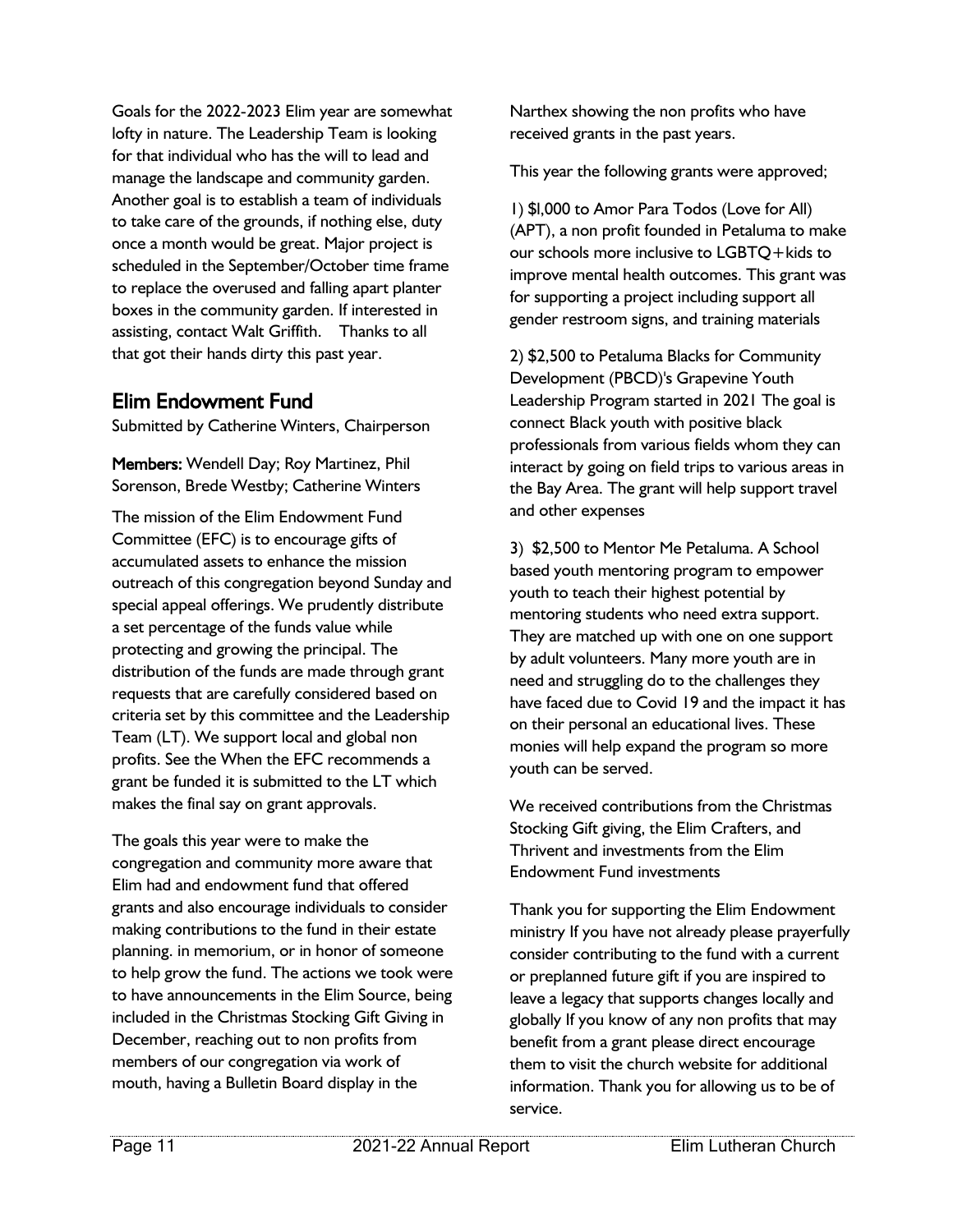Goals for the 2022-2023 Elim year are somewhat lofty in nature. The Leadership Team is looking for that individual who has the will to lead and manage the landscape and community garden. Another goal is to establish a team of individuals to take care of the grounds, if nothing else, duty once a month would be great. Major project is scheduled in the September/October time frame to replace the overused and falling apart planter boxes in the community garden. If interested in assisting, contact Walt Griffith.    Thanks to all that got their hands dirty this past year.

## Elim Endowment Fund

Submitted by Catherine Winters, Chairperson

**Members:** Wendell Day; Roy Martinez, Phil Sorenson, Brede Westby; Catherine Winters

The mission of the Elim Endowment Fund Committee (EFC) is to encourage gifts of accumulated assets to enhance the mission outreach of this congregation beyond Sunday and special appeal offerings. We prudently distribute a set percentage of the funds value while protecting and growing the principal. The distribution of the funds are made through grant requests that are carefully considered based on criteria set by this committee and the Leadership Team (LT). We support local and global non profits. See the When the EFC recommends a grant be funded it is submitted to the LT which makes the final say on grant approvals.

The goals this year were to make the congregation and community more aware that Elim had and endowment fund that offered grants and also encourage individuals to consider making contributions to the fund in their estate planning. in memorium, or in honor of someone to help grow the fund. The actions we took were to have announcements in the Elim Source, being included in the Christmas Stocking Gift Giving in December, reaching out to non profits from members of our congregation via work of mouth, having a Bulletin Board display in the Narthex showing the non profits who have received grants in the past years.

This year the following grants were approved;

1) $l,000 to Amor Para Todos (Love for All) (APT), a non profit founded in Petaluma to make our schools more inclusive to LGBTQ+kids to improve mental health outcomes. This grant was for supporting a project including support all gender restroom signs, and training materials

2) $2,500 to Petaluma Blacks for Community Development (PBCD)'s Grapevine Youth Leadership Program started in 2021 The goal is connect Black youth with positive black professionals from various fields whom they can interact by going on field trips to various areas in the Bay Area. The grant will help support travel and other expenses

3) $2,500 to Mentor Me Petaluma. A School based youth mentoring program to empower youth to teach their highest potential by mentoring students who need extra support. They are matched up with one on one support by adult volunteers. Many more youth are in need and struggling do to the challenges they have faced due to Covid 19 and the impact it has on their personal an educational lives. These monies will help expand the program so more youth can be served.

We received contributions from the Christmas Stocking Gift giving, the Elim Crafters, and Thrivent and investments from the Elim Endowment Fund investments

Thank you for supporting the Elim Endowment ministry If you have not already please prayerfully consider contributing to the fund with a current or preplanned future gift if you are inspired to leave a legacy that supports changes locally and globally If you know of any non profits that may benefit from a grant please direct encourage them to visit the church website for additional information. Thank you for allowing us to be of service.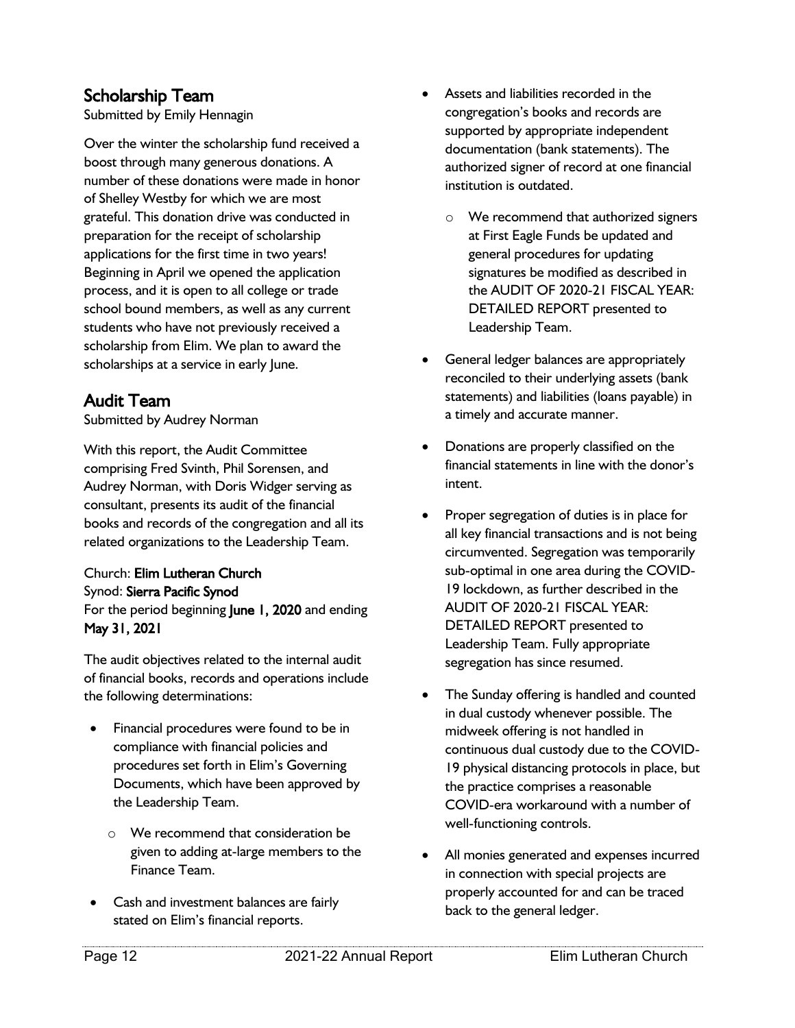## Scholarship Team

Submitted by Emily Hennagin

Over the winter the scholarship fund received a boost through many generous donations. A number of these donations were made in honor of Shelley Westby for which we are most grateful. This donation drive was conducted in preparation for the receipt of scholarship applications for the first time in two years! Beginning in April we opened the application process, and it is open to all college or trade school bound members, as well as any current students who have not previously received a scholarship from Elim. We plan to award the scholarships at a service in early June.

## Audit Team

Submitted by Audrey Norman

With this report, the Audit Committee comprising Fred Svinth, Phil Sorensen, and Audrey Norman, with Doris Widger serving as consultant, presents its audit of the financial books and records of the congregation and all its related organizations to the Leadership Team.

Church: **Elim Lutheran Church**
Synod: **Sierra Pacific Synod**
For the period beginning **June 1, 2020** and ending **May 31, 2021**

The audit objectives related to the internal audit of financial books, records and operations include the following determinations:

- Financial procedures were found to be in compliance with financial policies and procedures set forth in Elim's Governing Documents, which have been approved by the Leadership Team.
  - We recommend that consideration be given to adding at-large members to the Finance Team.
- Cash and investment balances are fairly stated on Elim's financial reports.
- Assets and liabilities recorded in the congregation's books and records are supported by appropriate independent documentation (bank statements). The authorized signer of record at one financial institution is outdated.
  - We recommend that authorized signers at First Eagle Funds be updated and general procedures for updating signatures be modified as described in the AUDIT OF 2020-21 FISCAL YEAR: DETAILED REPORT presented to Leadership Team.
- General ledger balances are appropriately reconciled to their underlying assets (bank statements) and liabilities (loans payable) in a timely and accurate manner.
- Donations are properly classified on the financial statements in line with the donor's intent.
- Proper segregation of duties is in place for all key financial transactions and is not being circumvented. Segregation was temporarily sub-optimal in one area during the COVID-19 lockdown, as further described in the AUDIT OF 2020-21 FISCAL YEAR: DETAILED REPORT presented to Leadership Team. Fully appropriate segregation has since resumed.
- The Sunday offering is handled and counted in dual custody whenever possible. The midweek offering is not handled in continuous dual custody due to the COVID-19 physical distancing protocols in place, but the practice comprises a reasonable COVID-era workaround with a number of well-functioning controls.
- All monies generated and expenses incurred in connection with special projects are properly accounted for and can be traced back to the general ledger.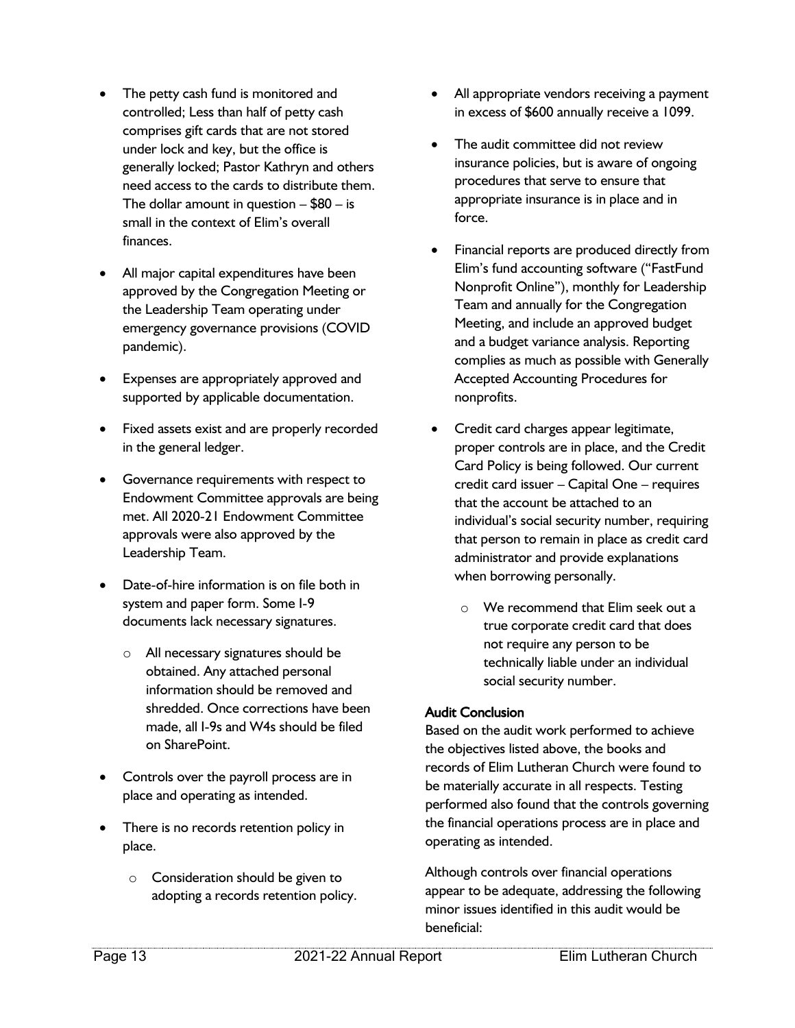- The petty cash fund is monitored and controlled; Less than half of petty cash comprises gift cards that are not stored under lock and key, but the office is generally locked; Pastor Kathryn and others need access to the cards to distribute them. The dollar amount in question – $80 – is small in the context of Elim's overall finances.
- All major capital expenditures have been approved by the Congregation Meeting or the Leadership Team operating under emergency governance provisions (COVID pandemic).
- Expenses are appropriately approved and supported by applicable documentation.
- Fixed assets exist and are properly recorded in the general ledger.
- Governance requirements with respect to Endowment Committee approvals are being met. All 2020-21 Endowment Committee approvals were also approved by the Leadership Team.
- Date-of-hire information is on file both in system and paper form. Some I-9 documents lack necessary signatures.
    - All necessary signatures should be obtained. Any attached personal information should be removed and shredded. Once corrections have been made, all I-9s and W4s should be filed on SharePoint.
- Controls over the payroll process are in place and operating as intended.
- There is no records retention policy in place.
    - Consideration should be given to adopting a records retention policy.
- All appropriate vendors receiving a payment in excess of $600 annually receive a 1099.
- The audit committee did not review insurance policies, but is aware of ongoing procedures that serve to ensure that appropriate insurance is in place and in force.
- Financial reports are produced directly from Elim's fund accounting software ("FastFund Nonprofit Online"), monthly for Leadership Team and annually for the Congregation Meeting, and include an approved budget and a budget variance analysis. Reporting complies as much as possible with Generally Accepted Accounting Procedures for nonprofits.
- Credit card charges appear legitimate, proper controls are in place, and the Credit Card Policy is being followed. Our current credit card issuer – Capital One – requires that the account be attached to an individual's social security number, requiring that person to remain in place as credit card administrator and provide explanations when borrowing personally.
    - We recommend that Elim seek out a true corporate credit card that does not require any person to be technically liable under an individual social security number.

**Audit Conclusion**

Based on the audit work performed to achieve the objectives listed above, the books and records of Elim Lutheran Church were found to be materially accurate in all respects. Testing performed also found that the controls governing the financial operations process are in place and operating as intended.

Although controls over financial operations appear to be adequate, addressing the following minor issues identified in this audit would be beneficial: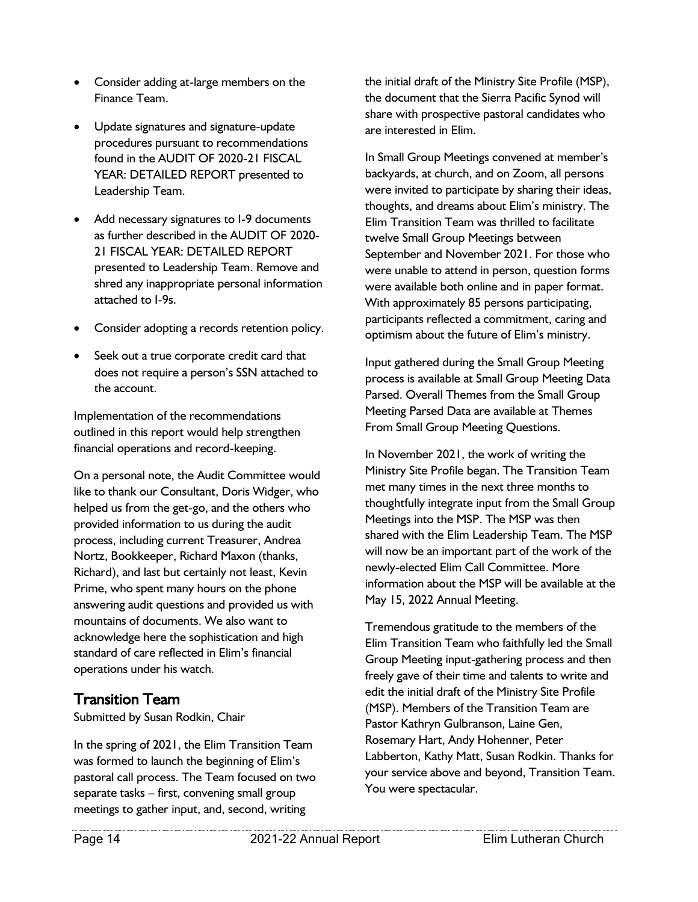- Consider adding at-large members on the Finance Team.
- Update signatures and signature-update procedures pursuant to recommendations found in the AUDIT OF 2020-21 FISCAL YEAR: DETAILED REPORT presented to Leadership Team.
- Add necessary signatures to I-9 documents as further described in the AUDIT OF 2020-21 FISCAL YEAR: DETAILED REPORT presented to Leadership Team. Remove and shred any inappropriate personal information attached to I-9s.
- Consider adopting a records retention policy.
- Seek out a true corporate credit card that does not require a person's SSN attached to the account.

Implementation of the recommendations outlined in this report would help strengthen financial operations and record-keeping.

On a personal note, the Audit Committee would like to thank our Consultant, Doris Widger, who helped us from the get-go, and the others who provided information to us during the audit process, including current Treasurer, Andrea Nortz, Bookkeeper, Richard Maxon (thanks, Richard), and last but certainly not least, Kevin Prime, who spent many hours on the phone answering audit questions and provided us with mountains of documents. We also want to acknowledge here the sophistication and high standard of care reflected in Elim's financial operations under his watch.

## Transition Team

Submitted by Susan Rodkin, Chair

In the spring of 2021, the Elim Transition Team was formed to launch the beginning of Elim's pastoral call process. The Team focused on two separate tasks – first, convening small group meetings to gather input, and, second, writing the initial draft of the Ministry Site Profile (MSP), the document that the Sierra Pacific Synod will share with prospective pastoral candidates who are interested in Elim.

In Small Group Meetings convened at member's backyards, at church, and on Zoom, all persons were invited to participate by sharing their ideas, thoughts, and dreams about Elim's ministry. The Elim Transition Team was thrilled to facilitate twelve Small Group Meetings between September and November 2021. For those who were unable to attend in person, question forms were available both online and in paper format. With approximately 85 persons participating, participants reflected a commitment, caring and optimism about the future of Elim's ministry.

Input gathered during the Small Group Meeting process is available at Small Group Meeting Data Parsed. Overall Themes from the Small Group Meeting Parsed Data are available at Themes From Small Group Meeting Questions.

In November 2021, the work of writing the Ministry Site Profile began. The Transition Team met many times in the next three months to thoughtfully integrate input from the Small Group Meetings into the MSP. The MSP was then shared with the Elim Leadership Team. The MSP will now be an important part of the work of the newly-elected Elim Call Committee. More information about the MSP will be available at the May 15, 2022 Annual Meeting.

Tremendous gratitude to the members of the Elim Transition Team who faithfully led the Small Group Meeting input-gathering process and then freely gave of their time and talents to write and edit the initial draft of the Ministry Site Profile (MSP). Members of the Transition Team are Pastor Kathryn Gulbranson, Laine Gen, Rosemary Hart, Andy Hohenner, Peter Labberton, Kathy Matt, Susan Rodkin. Thanks for your service above and beyond, Transition Team. You were spectacular.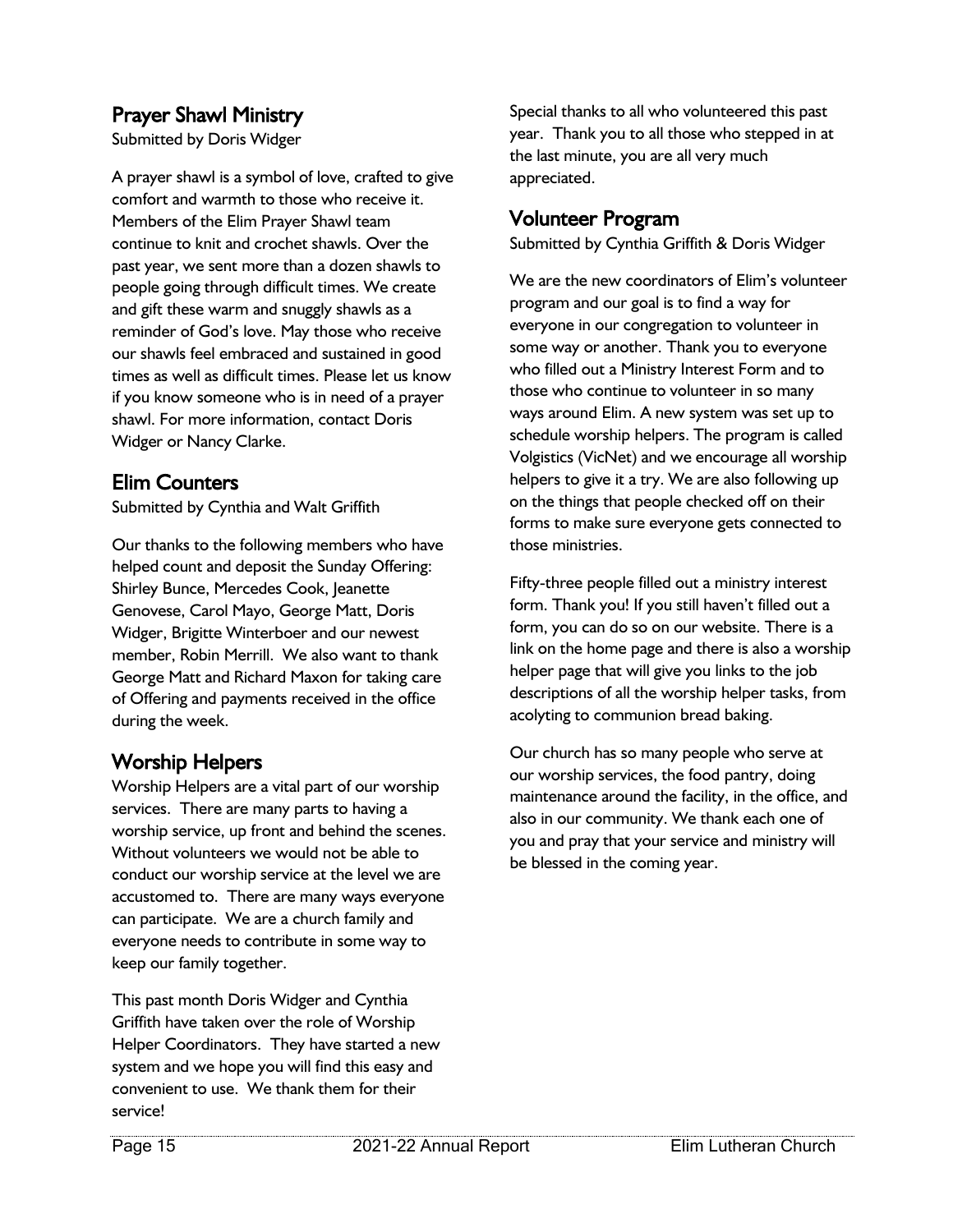## Prayer Shawl Ministry

Submitted by Doris Widger

A prayer shawl is a symbol of love, crafted to give comfort and warmth to those who receive it. Members of the Elim Prayer Shawl team continue to knit and crochet shawls. Over the past year, we sent more than a dozen shawls to people going through difficult times. We create and gift these warm and snuggly shawls as a reminder of God's love. May those who receive our shawls feel embraced and sustained in good times as well as difficult times. Please let us know if you know someone who is in need of a prayer shawl. For more information, contact Doris Widger or Nancy Clarke.

## Elim Counters

Submitted by Cynthia and Walt Griffith

Our thanks to the following members who have helped count and deposit the Sunday Offering: Shirley Bunce, Mercedes Cook, Jeanette Genovese, Carol Mayo, George Matt, Doris Widger, Brigitte Winterboer and our newest member, Robin Merrill. We also want to thank George Matt and Richard Maxon for taking care of Offering and payments received in the office during the week.

## Worship Helpers

Worship Helpers are a vital part of our worship services. There are many parts to having a worship service, up front and behind the scenes. Without volunteers we would not be able to conduct our worship service at the level we are accustomed to. There are many ways everyone can participate. We are a church family and everyone needs to contribute in some way to keep our family together.

This past month Doris Widger and Cynthia Griffith have taken over the role of Worship Helper Coordinators. They have started a new system and we hope you will find this easy and convenient to use. We thank them for their service!

Special thanks to all who volunteered this past year. Thank you to all those who stepped in at the last minute, you are all very much appreciated.

## Volunteer Program

Submitted by Cynthia Griffith & Doris Widger

We are the new coordinators of Elim's volunteer program and our goal is to find a way for everyone in our congregation to volunteer in some way or another. Thank you to everyone who filled out a Ministry Interest Form and to those who continue to volunteer in so many ways around Elim. A new system was set up to schedule worship helpers. The program is called Volgistics (VicNet) and we encourage all worship helpers to give it a try. We are also following up on the things that people checked off on their forms to make sure everyone gets connected to those ministries.

Fifty-three people filled out a ministry interest form. Thank you! If you still haven't filled out a form, you can do so on our website. There is a link on the home page and there is also a worship helper page that will give you links to the job descriptions of all the worship helper tasks, from acolyting to communion bread baking.

Our church has so many people who serve at our worship services, the food pantry, doing maintenance around the facility, in the office, and also in our community. We thank each one of you and pray that your service and ministry will be blessed in the coming year.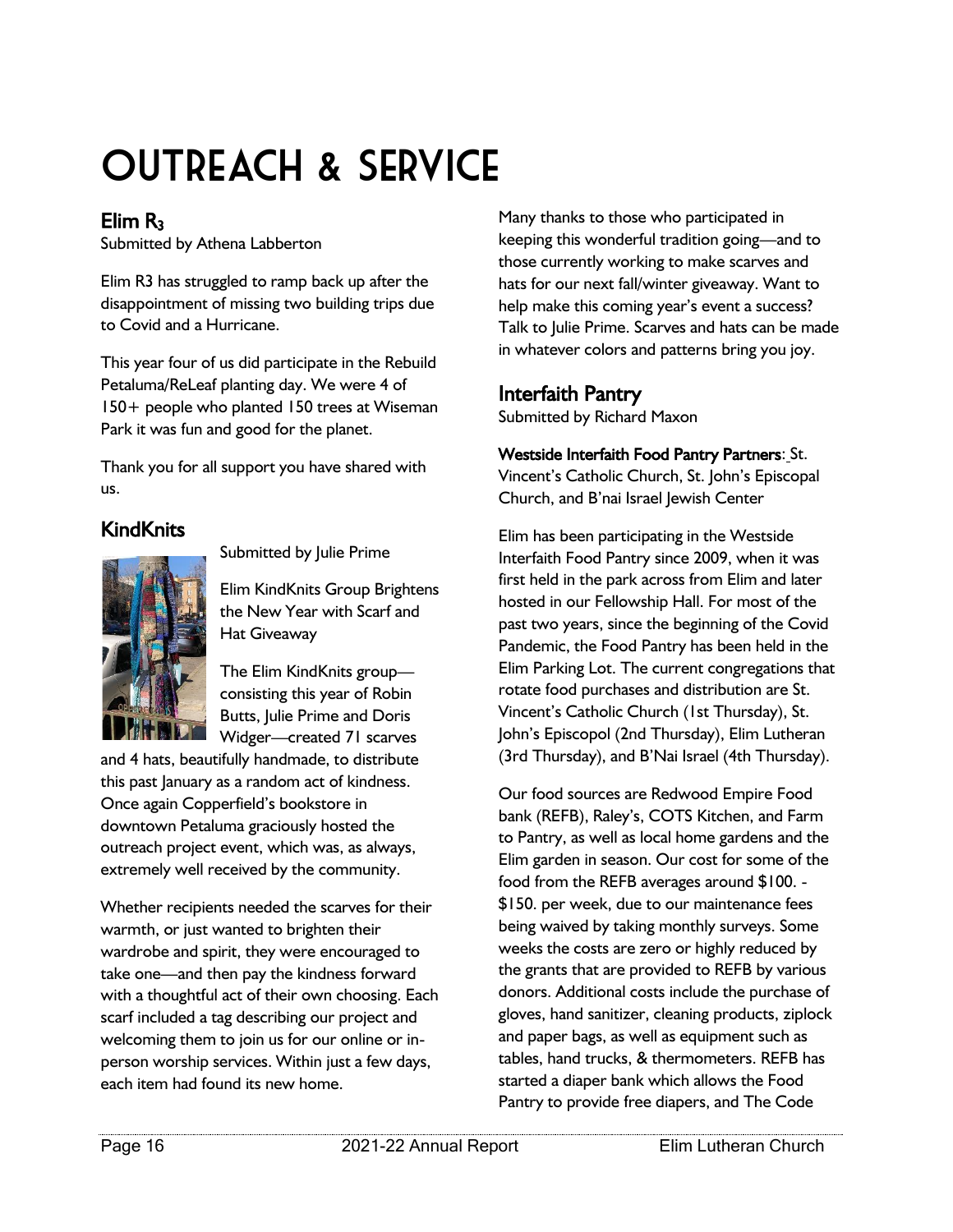# OUTREACH & SERVICE

## Elim $R_3$

Submitted by Athena Labberton

Elim R3 has struggled to ramp back up after the disappointment of missing two building trips due to Covid and a Hurricane.

This year four of us did participate in the Rebuild Petaluma/ReLeaf planting day. We were 4 of 150+ people who planted 150 trees at Wiseman Park it was fun and good for the planet.

Thank you for all support you have shared with us.

## KindKnits

Submitted by Julie Prime

Elim KindKnits Group Brightens the New Year with Scarf and Hat Giveaway

The Elim KindKnits group—consisting this year of Robin Butts, Julie Prime and Doris Widger—created 71 scarves and 4 hats, beautifully handmade, to distribute this past January as a random act of kindness. Once again Copperfield's bookstore in downtown Petaluma graciously hosted the outreach project event, which was, as always, extremely well received by the community.

Whether recipients needed the scarves for their warmth, or just wanted to brighten their wardrobe and spirit, they were encouraged to take one—and then pay the kindness forward with a thoughtful act of their own choosing. Each scarf included a tag describing our project and welcoming them to join us for our online or in-person worship services. Within just a few days, each item had found its new home.

Many thanks to those who participated in keeping this wonderful tradition going—and to those currently working to make scarves and hats for our next fall/winter giveaway. Want to help make this coming year's event a success? Talk to Julie Prime. Scarves and hats can be made in whatever colors and patterns bring you joy.

## Interfaith Pantry

Submitted by Richard Maxon

**Westside Interfaith Food Pantry Partners**: St. Vincent's Catholic Church, St. John's Episcopal Church, and B'nai Israel Jewish Center

Elim has been participating in the Westside Interfaith Food Pantry since 2009, when it was first held in the park across from Elim and later hosted in our Fellowship Hall. For most of the past two years, since the beginning of the Covid Pandemic, the Food Pantry has been held in the Elim Parking Lot. The current congregations that rotate food purchases and distribution are St. Vincent's Catholic Church (1st Thursday), St. John's Episcopol (2nd Thursday), Elim Lutheran (3rd Thursday), and B'Nai Israel (4th Thursday).

Our food sources are Redwood Empire Food bank (REFB), Raley's, COTS Kitchen, and Farm to Pantry, as well as local home gardens and the Elim garden in season. Our cost for some of the food from the REFB averages around $100. - $150. per week, due to our maintenance fees being waived by taking monthly surveys. Some weeks the costs are zero or highly reduced by the grants that are provided to REFB by various donors. Additional costs include the purchase of gloves, hand sanitizer, cleaning products, ziplock and paper bags, as well as equipment such as tables, hand trucks, & thermometers. REFB has started a diaper bank which allows the Food Pantry to provide free diapers, and The Code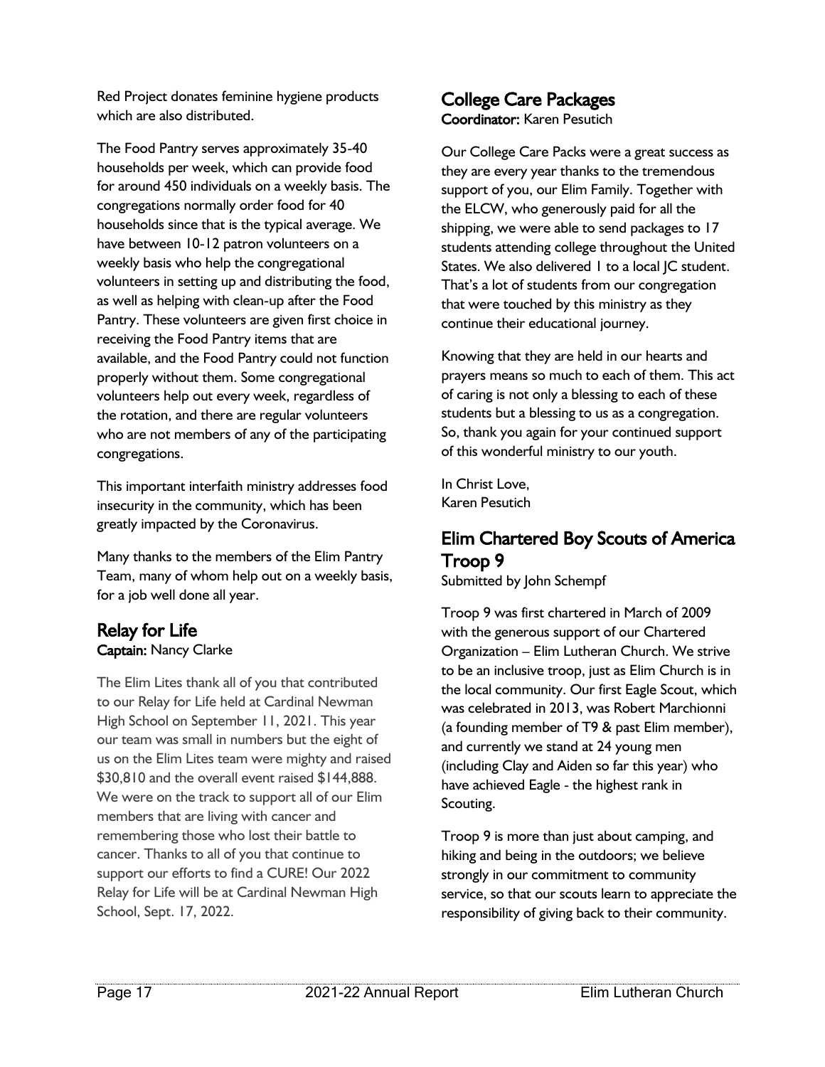Red Project donates feminine hygiene products which are also distributed.

The Food Pantry serves approximately 35-40 households per week, which can provide food for around 450 individuals on a weekly basis. The congregations normally order food for 40 households since that is the typical average. We have between 10-12 patron volunteers on a weekly basis who help the congregational volunteers in setting up and distributing the food, as well as helping with clean-up after the Food Pantry. These volunteers are given first choice in receiving the Food Pantry items that are available, and the Food Pantry could not function properly without them. Some congregational volunteers help out every week, regardless of the rotation, and there are regular volunteers who are not members of any of the participating congregations.

This important interfaith ministry addresses food insecurity in the community, which has been greatly impacted by the Coronavirus.

Many thanks to the members of the Elim Pantry Team, many of whom help out on a weekly basis, for a job well done all year.

## Relay for Life

**Captain:** Nancy Clarke

The Elim Lites thank all of you that contributed to our Relay for Life held at Cardinal Newman High School on September 11, 2021. This year our team was small in numbers but the eight of us on the Elim Lites team were mighty and raised $30,810 and the overall event raised $144,888. We were on the track to support all of our Elim members that are living with cancer and remembering those who lost their battle to cancer. Thanks to all of you that continue to support our efforts to find a CURE! Our 2022 Relay for Life will be at Cardinal Newman High School, Sept. 17, 2022.

## College Care Packages

**Coordinator:** Karen Pesutich

Our College Care Packs were a great success as they are every year thanks to the tremendous support of you, our Elim Family. Together with the ELCW, who generously paid for all the shipping, we were able to send packages to 17 students attending college throughout the United States. We also delivered 1 to a local JC student. That's a lot of students from our congregation that were touched by this ministry as they continue their educational journey.

Knowing that they are held in our hearts and prayers means so much to each of them. This act of caring is not only a blessing to each of these students but a blessing to us as a congregation. So, thank you again for your continued support of this wonderful ministry to our youth.

In Christ Love,
Karen Pesutich

## Elim Chartered Boy Scouts of America Troop 9

Submitted by John Schempf

Troop 9 was first chartered in March of 2009 with the generous support of our Chartered Organization – Elim Lutheran Church. We strive to be an inclusive troop, just as Elim Church is in the local community. Our first Eagle Scout, which was celebrated in 2013, was Robert Marchionni (a founding member of T9 & past Elim member), and currently we stand at 24 young men (including Clay and Aiden so far this year) who have achieved Eagle - the highest rank in Scouting.

Troop 9 is more than just about camping, and hiking and being in the outdoors; we believe strongly in our commitment to community service, so that our scouts learn to appreciate the responsibility of giving back to their community.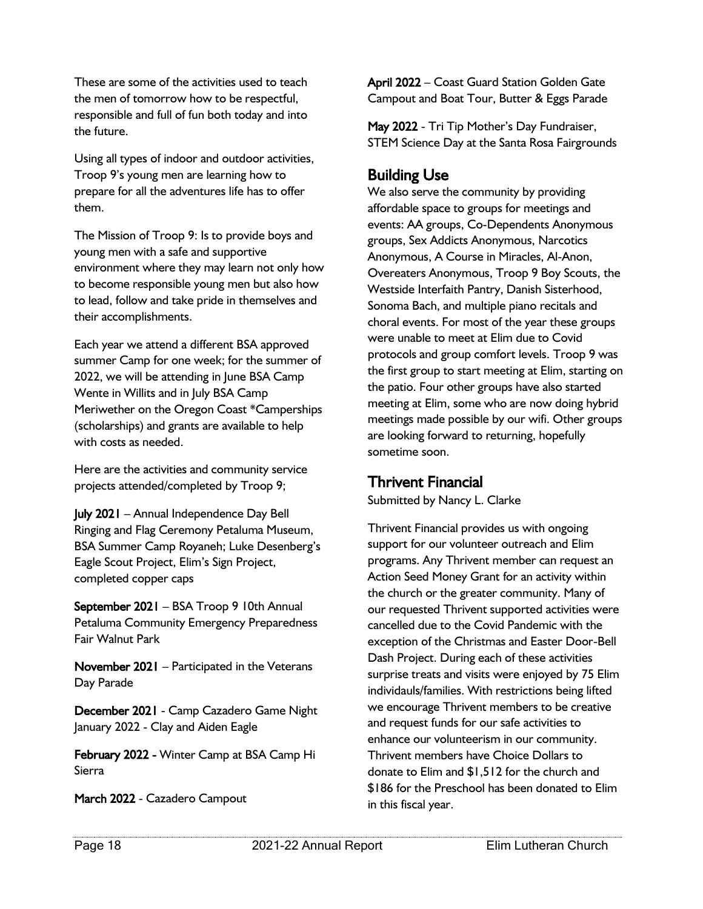These are some of the activities used to teach the men of tomorrow how to be respectful, responsible and full of fun both today and into the future.

Using all types of indoor and outdoor activities, Troop 9's young men are learning how to prepare for all the adventures life has to offer them.

The Mission of Troop 9: Is to provide boys and young men with a safe and supportive environment where they may learn not only how to become responsible young men but also how to lead, follow and take pride in themselves and their accomplishments.

Each year we attend a different BSA approved summer Camp for one week; for the summer of 2022, we will be attending in June BSA Camp Wente in Willits and in July BSA Camp Meriwether on the Oregon Coast *Camperships (scholarships) and grants are available to help with costs as needed.

Here are the activities and community service projects attended/completed by Troop 9;

**July 2021** – Annual Independence Day Bell Ringing and Flag Ceremony Petaluma Museum, BSA Summer Camp Royaneh; Luke Desenberg's Eagle Scout Project, Elim's Sign Project, completed copper caps

**September 2021** – BSA Troop 9 10th Annual Petaluma Community Emergency Preparedness Fair Walnut Park

**November 2021** – Participated in the Veterans Day Parade

**December 2021** - Camp Cazadero Game Night January 2022 - Clay and Aiden Eagle

**February 2022** - Winter Camp at BSA Camp Hi Sierra

**March 2022** - Cazadero Campout

**April 2022** – Coast Guard Station Golden Gate Campout and Boat Tour, Butter & Eggs Parade

**May 2022** - Tri Tip Mother's Day Fundraiser, STEM Science Day at the Santa Rosa Fairgrounds

## Building Use

We also serve the community by providing affordable space to groups for meetings and events: AA groups, Co-Dependents Anonymous groups, Sex Addicts Anonymous, Narcotics Anonymous, A Course in Miracles, Al-Anon, Overeaters Anonymous, Troop 9 Boy Scouts, the Westside Interfaith Pantry, Danish Sisterhood, Sonoma Bach, and multiple piano recitals and choral events. For most of the year these groups were unable to meet at Elim due to Covid protocols and group comfort levels. Troop 9 was the first group to start meeting at Elim, starting on the patio. Four other groups have also started meeting at Elim, some who are now doing hybrid meetings made possible by our wifi. Other groups are looking forward to returning, hopefully sometime soon.

## Thrivent Financial

Submitted by Nancy L. Clarke

Thrivent Financial provides us with ongoing support for our volunteer outreach and Elim programs. Any Thrivent member can request an Action Seed Money Grant for an activity within the church or the greater community. Many of our requested Thrivent supported activities were cancelled due to the Covid Pandemic with the exception of the Christmas and Easter Door-Bell Dash Project. During each of these activities surprise treats and visits were enjoyed by 75 Elim individauls/families. With restrictions being lifted we encourage Thrivent members to be creative and request funds for our safe activities to enhance our volunteerism in our community. Thrivent members have Choice Dollars to donate to Elim and $1,512 for the church and $186 for the Preschool has been donated to Elim in this fiscal year.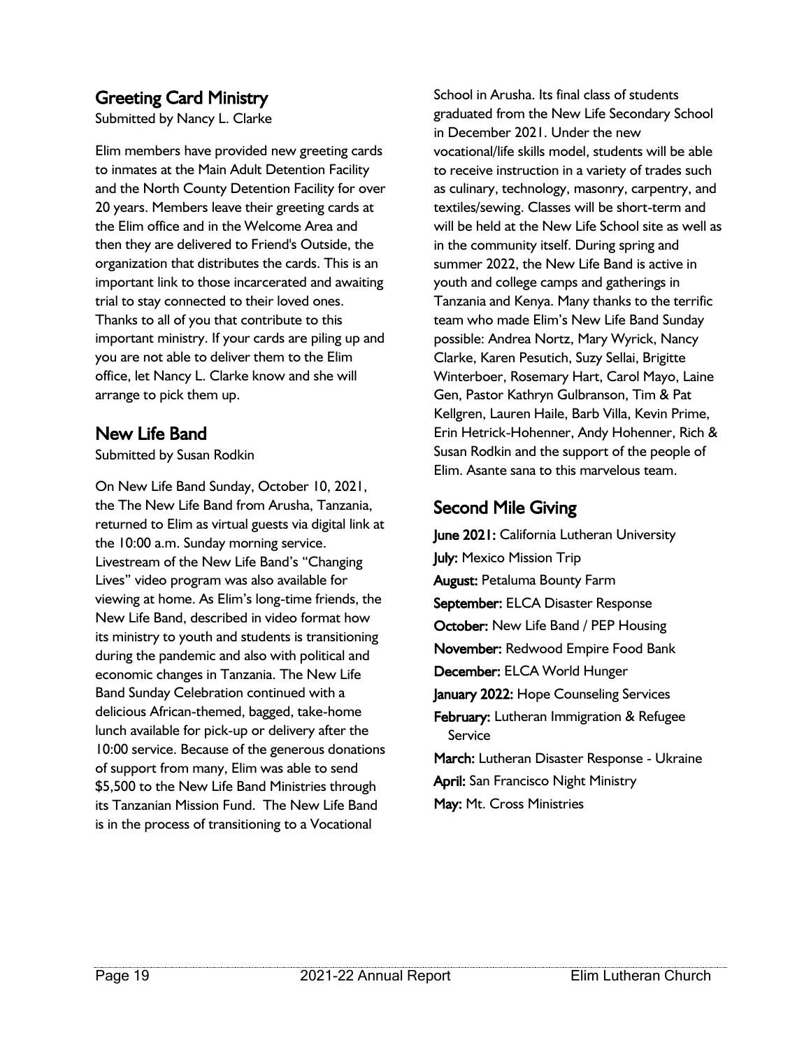## Greeting Card Ministry

Submitted by Nancy L. Clarke

Elim members have provided new greeting cards to inmates at the Main Adult Detention Facility and the North County Detention Facility for over 20 years. Members leave their greeting cards at the Elim office and in the Welcome Area and then they are delivered to Friend's Outside, the organization that distributes the cards. This is an important link to those incarcerated and awaiting trial to stay connected to their loved ones. Thanks to all of you that contribute to this important ministry. If your cards are piling up and you are not able to deliver them to the Elim office, let Nancy L. Clarke know and she will arrange to pick them up.

## New Life Band

Submitted by Susan Rodkin

On New Life Band Sunday, October 10, 2021, the The New Life Band from Arusha, Tanzania, returned to Elim as virtual guests via digital link at the 10:00 a.m. Sunday morning service. Livestream of the New Life Band's "Changing Lives" video program was also available for viewing at home. As Elim's long-time friends, the New Life Band, described in video format how its ministry to youth and students is transitioning during the pandemic and also with political and economic changes in Tanzania. The New Life Band Sunday Celebration continued with a delicious African-themed, bagged, take-home lunch available for pick-up or delivery after the 10:00 service. Because of the generous donations of support from many, Elim was able to send $5,500 to the New Life Band Ministries through its Tanzanian Mission Fund. The New Life Band is in the process of transitioning to a Vocational School in Arusha. Its final class of students graduated from the New Life Secondary School in December 2021. Under the new vocational/life skills model, students will be able to receive instruction in a variety of trades such as culinary, technology, masonry, carpentry, and textiles/sewing. Classes will be short-term and will be held at the New Life School site as well as in the community itself. During spring and summer 2022, the New Life Band is active in youth and college camps and gatherings in Tanzania and Kenya. Many thanks to the terrific team who made Elim's New Life Band Sunday possible: Andrea Nortz, Mary Wyrick, Nancy Clarke, Karen Pesutich, Suzy Sellai, Brigitte Winterboer, Rosemary Hart, Carol Mayo, Laine Gen, Pastor Kathryn Gulbranson, Tim & Pat Kellgren, Lauren Haile, Barb Villa, Kevin Prime, Erin Hetrick-Hohenner, Andy Hohenner, Rich & Susan Rodkin and the support of the people of Elim. Asante sana to this marvelous team.

## Second Mile Giving

**June 2021:** California Lutheran University
**July:** Mexico Mission Trip
**August:** Petaluma Bounty Farm
**September:** ELCA Disaster Response
**October:** New Life Band / PEP Housing
**November:** Redwood Empire Food Bank
**December:** ELCA World Hunger
**January 2022:** Hope Counseling Services
**February:** Lutheran Immigration & Refugee Service
**March:** Lutheran Disaster Response - Ukraine
**April:** San Francisco Night Ministry
**May:** Mt. Cross Ministries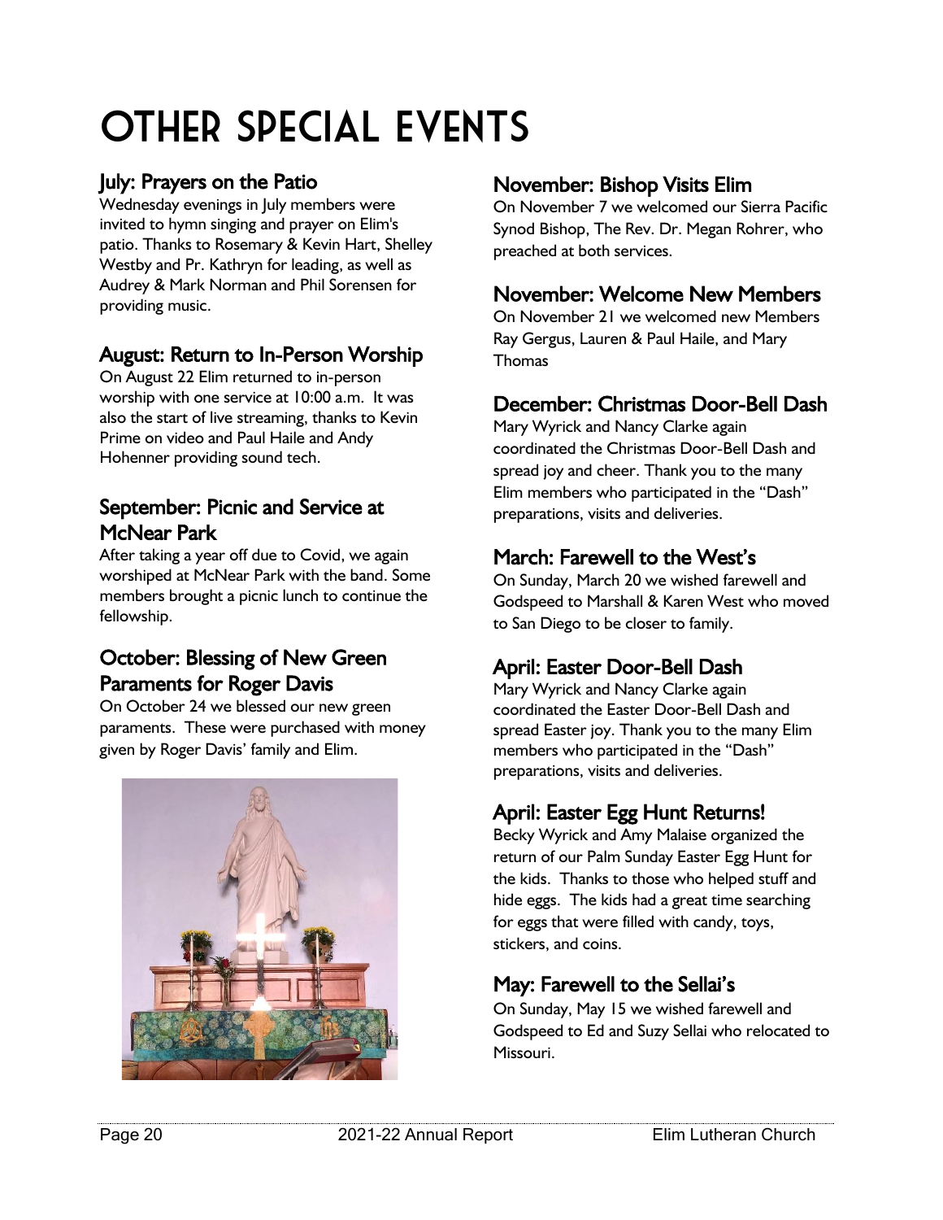# OTHER SPECIAL EVENTS

## July: Prayers on the Patio

Wednesday evenings in July members were invited to hymn singing and prayer on Elim's patio. Thanks to Rosemary & Kevin Hart, Shelley Westby and Pr. Kathryn for leading, as well as Audrey & Mark Norman and Phil Sorensen for providing music.

## August: Return to In-Person Worship

On August 22 Elim returned to in-person worship with one service at 10:00 a.m. It was also the start of live streaming, thanks to Kevin Prime on video and Paul Haile and Andy Hohenner providing sound tech.

## September: Picnic and Service at McNear Park

After taking a year off due to Covid, we again worshiped at McNear Park with the band. Some members brought a picnic lunch to continue the fellowship.

## October: Blessing of New Green Paraments for Roger Davis

On October 24 we blessed our new green paraments. These were purchased with money given by Roger Davis' family and Elim.

## November: Bishop Visits Elim

On November 7 we welcomed our Sierra Pacific Synod Bishop, The Rev. Dr. Megan Rohrer, who preached at both services.

## November: Welcome New Members

On November 21 we welcomed new Members Ray Gergus, Lauren & Paul Haile, and Mary Thomas

## December: Christmas Door-Bell Dash

Mary Wyrick and Nancy Clarke again coordinated the Christmas Door-Bell Dash and spread joy and cheer. Thank you to the many Elim members who participated in the "Dash" preparations, visits and deliveries.

## March: Farewell to the West's

On Sunday, March 20 we wished farewell and Godspeed to Marshall & Karen West who moved to San Diego to be closer to family.

## April: Easter Door-Bell Dash

Mary Wyrick and Nancy Clarke again coordinated the Easter Door-Bell Dash and spread Easter joy. Thank you to the many Elim members who participated in the "Dash" preparations, visits and deliveries.

## April: Easter Egg Hunt Returns!

Becky Wyrick and Amy Malaise organized the return of our Palm Sunday Easter Egg Hunt for the kids. Thanks to those who helped stuff and hide eggs. The kids had a great time searching for eggs that were filled with candy, toys, stickers, and coins.

## May: Farewell to the Sellai's

On Sunday, May 15 we wished farewell and Godspeed to Ed and Suzy Sellai who relocated to Missouri.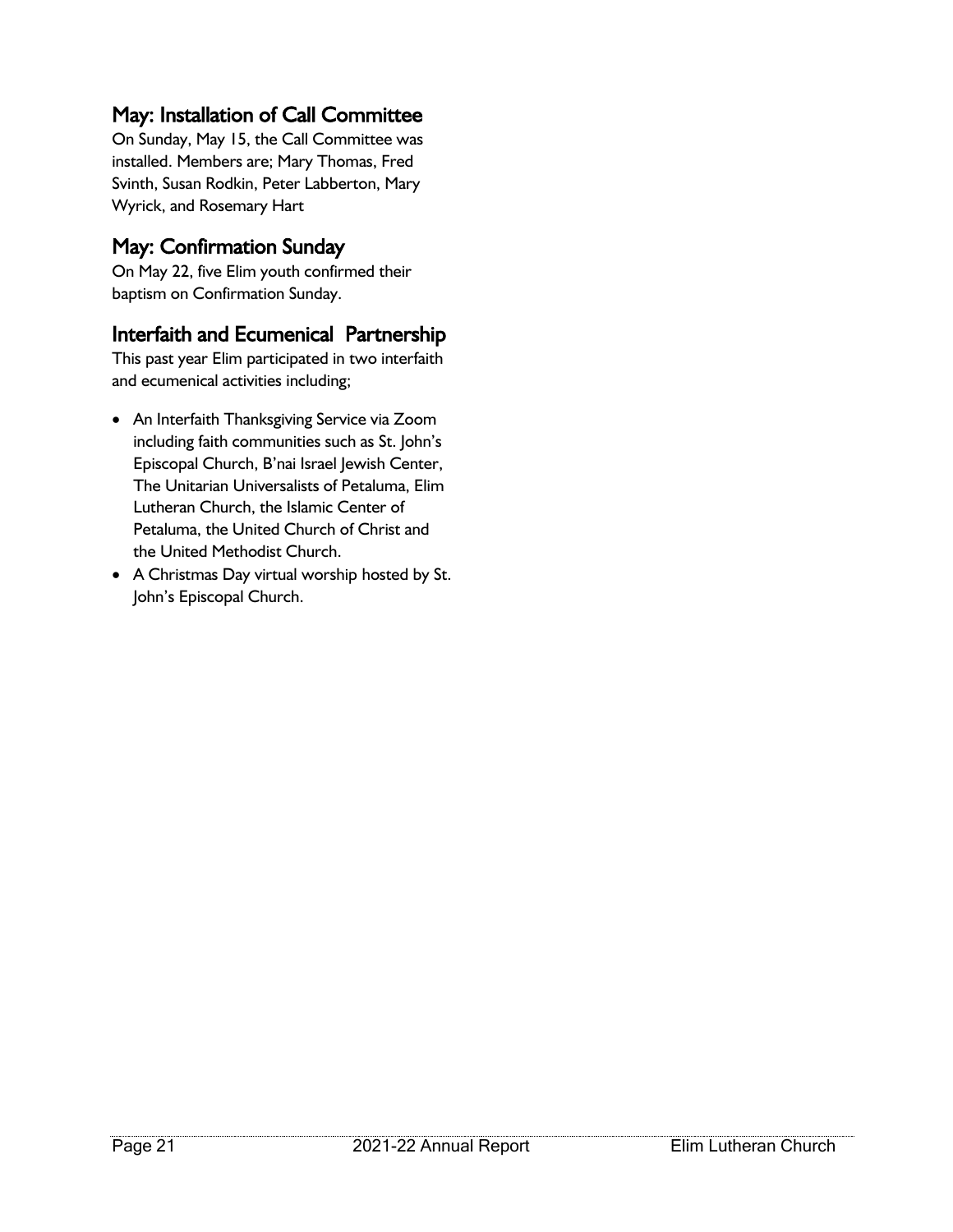## May: Installation of Call Committee

On Sunday, May 15, the Call Committee was installed. Members are; Mary Thomas, Fred Svinth, Susan Rodkin, Peter Labberton, Mary Wyrick, and Rosemary Hart

## May: Confirmation Sunday

On May 22, five Elim youth confirmed their baptism on Confirmation Sunday.

## Interfaith and Ecumenical Partnership

This past year Elim participated in two interfaith and ecumenical activities including;

- An Interfaith Thanksgiving Service via Zoom including faith communities such as St. John's Episcopal Church, B'nai Israel Jewish Center, The Unitarian Universalists of Petaluma, Elim Lutheran Church, the Islamic Center of Petaluma, the United Church of Christ and the United Methodist Church.
- A Christmas Day virtual worship hosted by St. John's Episcopal Church.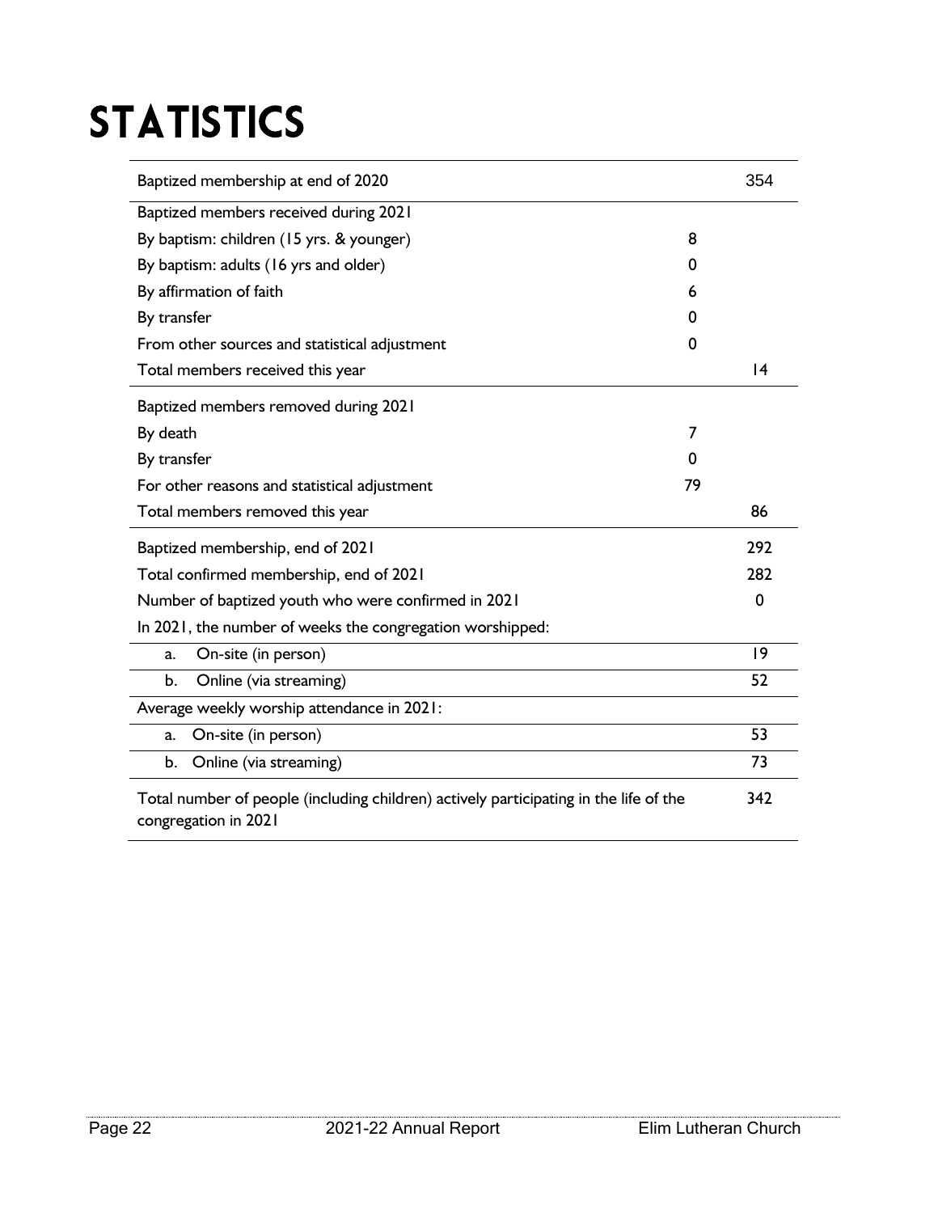# STATISTICS

| | | |
|---|---|---|
| Baptized membership at end of 2020 | | 354 |
| Baptized members received during 2021 | | |
| By baptism: children (15 yrs. & younger) | 8 | |
| By baptism: adults (16 yrs and older) | 0 | |
| By affirmation of faith | 6 | |
| By transfer | 0 | |
| From other sources and statistical adjustment | 0 | |
| Total members received this year | | 14 |
| Baptized members removed during 2021 | | |
| By death | 7 | |
| By transfer | 0 | |
| For other reasons and statistical adjustment | 79 | |
| Total members removed this year | | 86 |
| Baptized membership, end of 2021 | | 292 |
| Total confirmed membership, end of 2021 | | 282 |
| Number of baptized youth who were confirmed in 2021 | | 0 |
| In 2021, the number of weeks the congregation worshipped: | | |
| a. On-site (in person) | | 19 |
| b. Online (via streaming) | | 52 |
| Average weekly worship attendance in 2021: | | |
| a. On-site (in person) | | 53 |
| b. Online (via streaming) | | 73 |
| Total number of people (including children) actively participating in the life of the congregation in 2021 | | 342 |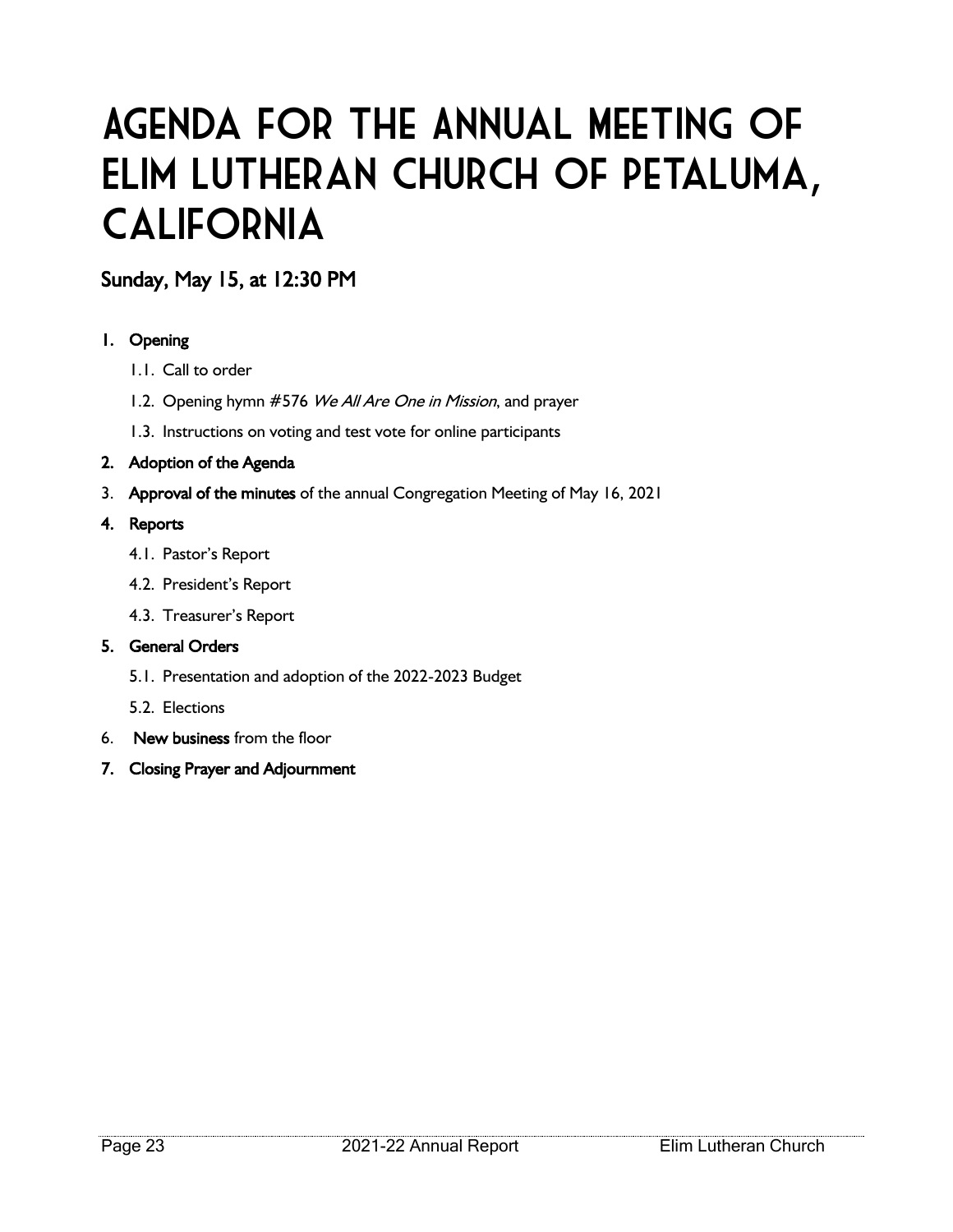# Agenda for the Annual Meeting of Elim Lutheran Church of Petaluma, California

## Sunday, May 15, at 12:30 PM

1. **Opening**
   1.1. Call to order
   1.2. Opening hymn #576 *We All Are One in Mission*, and prayer
   1.3. Instructions on voting and test vote for online participants
2. **Adoption of the Agenda**
3. **Approval of the minutes** of the annual Congregation Meeting of May 16, 2021
4. **Reports**
   4.1. Pastor's Report
   4.2. President's Report
   4.3. Treasurer's Report
5. **General Orders**
   5.1. Presentation and adoption of the 2022-2023 Budget
   5.2. Elections
6. **New business** from the floor
7. **Closing Prayer and Adjournment**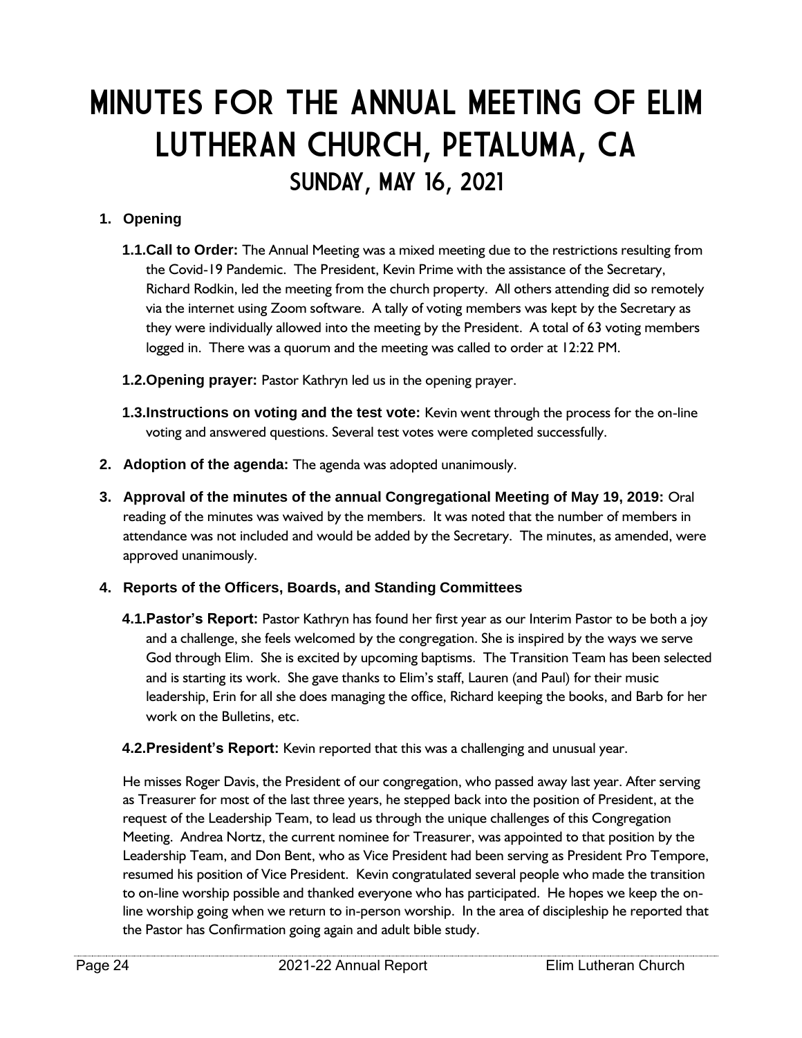# Minutes for the Annual Meeting of Elim Lutheran Church, Petaluma, CA

## Sunday, May 16, 2021

1. **Opening**

   **1.1. Call to Order:** The Annual Meeting was a mixed meeting due to the restrictions resulting from the Covid-19 Pandemic. The President, Kevin Prime with the assistance of the Secretary, Richard Rodkin, led the meeting from the church property. All others attending did so remotely via the internet using Zoom software. A tally of voting members was kept by the Secretary as they were individually allowed into the meeting by the President. A total of 63 voting members logged in. There was a quorum and the meeting was called to order at 12:22 PM.

   **1.2. Opening prayer:** Pastor Kathryn led us in the opening prayer.

   **1.3. Instructions on voting and the test vote:** Kevin went through the process for the on-line voting and answered questions. Several test votes were completed successfully.

2. **Adoption of the agenda:** The agenda was adopted unanimously.

3. **Approval of the minutes of the annual Congregational Meeting of May 19, 2019:** Oral reading of the minutes was waived by the members. It was noted that the number of members in attendance was not included and would be added by the Secretary. The minutes, as amended, were approved unanimously.

4. **Reports of the Officers, Boards, and Standing Committees**

   **4.1. Pastor's Report:** Pastor Kathryn has found her first year as our Interim Pastor to be both a joy and a challenge, she feels welcomed by the congregation. She is inspired by the ways we serve God through Elim. She is excited by upcoming baptisms. The Transition Team has been selected and is starting its work. She gave thanks to Elim's staff, Lauren (and Paul) for their music leadership, Erin for all she does managing the office, Richard keeping the books, and Barb for her work on the Bulletins, etc.

   **4.2. President's Report:** Kevin reported that this was a challenging and unusual year.

   He misses Roger Davis, the President of our congregation, who passed away last year. After serving as Treasurer for most of the last three years, he stepped back into the position of President, at the request of the Leadership Team, to lead us through the unique challenges of this Congregation Meeting. Andrea Nortz, the current nominee for Treasurer, was appointed to that position by the Leadership Team, and Don Bent, who as Vice President had been serving as President Pro Tempore, resumed his position of Vice President. Kevin congratulated several people who made the transition to on-line worship possible and thanked everyone who has participated. He hopes we keep the on-line worship going when we return to in-person worship. In the area of discipleship he reported that the Pastor has Confirmation going again and adult bible study.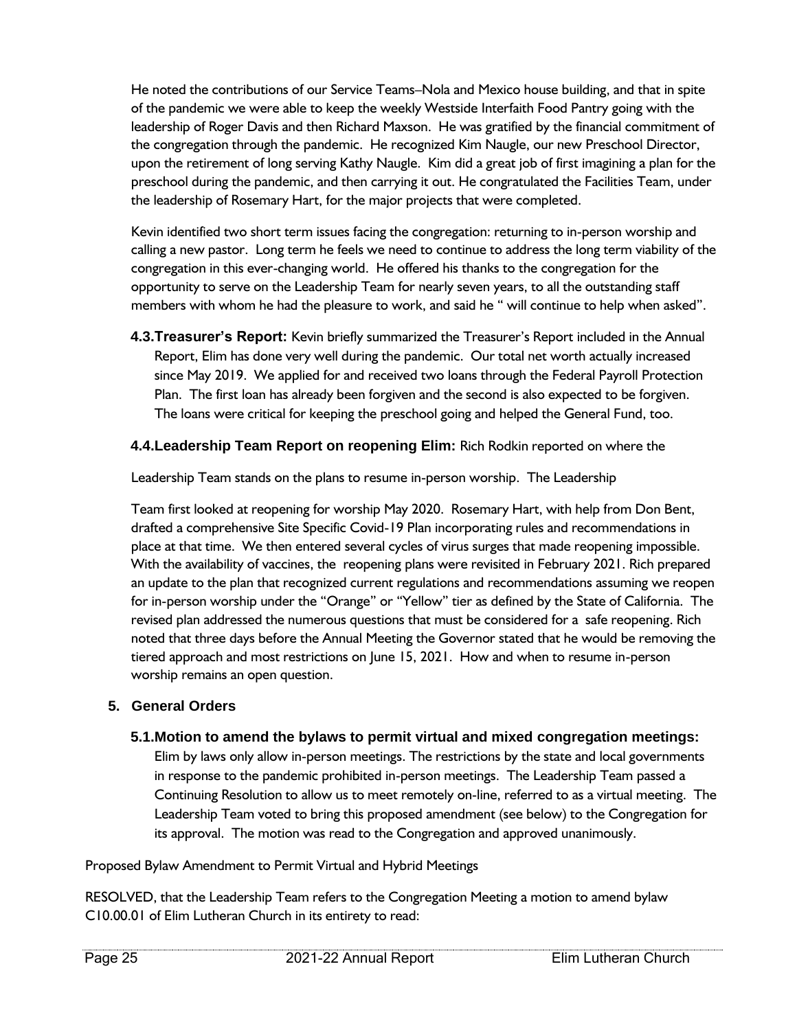He noted the contributions of our Service Teams–Nola and Mexico house building, and that in spite of the pandemic we were able to keep the weekly Westside Interfaith Food Pantry going with the leadership of Roger Davis and then Richard Maxson. He was gratified by the financial commitment of the congregation through the pandemic. He recognized Kim Naugle, our new Preschool Director, upon the retirement of long serving Kathy Naugle. Kim did a great job of first imagining a plan for the preschool during the pandemic, and then carrying it out. He congratulated the Facilities Team, under the leadership of Rosemary Hart, for the major projects that were completed.

Kevin identified two short term issues facing the congregation: returning to in-person worship and calling a new pastor. Long term he feels we need to continue to address the long term viability of the congregation in this ever-changing world. He offered his thanks to the congregation for the opportunity to serve on the Leadership Team for nearly seven years, to all the outstanding staff members with whom he had the pleasure to work, and said he " will continue to help when asked".

**4.3.Treasurer's Report:** Kevin briefly summarized the Treasurer's Report included in the Annual Report, Elim has done very well during the pandemic. Our total net worth actually increased since May 2019. We applied for and received two loans through the Federal Payroll Protection Plan. The first loan has already been forgiven and the second is also expected to be forgiven. The loans were critical for keeping the preschool going and helped the General Fund, too.

**4.4.Leadership Team Report on reopening Elim:** Rich Rodkin reported on where the

Leadership Team stands on the plans to resume in-person worship. The Leadership

Team first looked at reopening for worship May 2020. Rosemary Hart, with help from Don Bent, drafted a comprehensive Site Specific Covid-19 Plan incorporating rules and recommendations in place at that time. We then entered several cycles of virus surges that made reopening impossible. With the availability of vaccines, the reopening plans were revisited in February 2021. Rich prepared an update to the plan that recognized current regulations and recommendations assuming we reopen for in-person worship under the "Orange" or "Yellow" tier as defined by the State of California. The revised plan addressed the numerous questions that must be considered for a safe reopening. Rich noted that three days before the Annual Meeting the Governor stated that he would be removing the tiered approach and most restrictions on June 15, 2021. How and when to resume in-person worship remains an open question.

## 5. General Orders

**5.1.Motion to amend the bylaws to permit virtual and mixed congregation meetings:** Elim by laws only allow in-person meetings. The restrictions by the state and local governments in response to the pandemic prohibited in-person meetings. The Leadership Team passed a Continuing Resolution to allow us to meet remotely on-line, referred to as a virtual meeting. The Leadership Team voted to bring this proposed amendment (see below) to the Congregation for its approval. The motion was read to the Congregation and approved unanimously.

Proposed Bylaw Amendment to Permit Virtual and Hybrid Meetings

RESOLVED, that the Leadership Team refers to the Congregation Meeting a motion to amend bylaw C10.00.01 of Elim Lutheran Church in its entirety to read: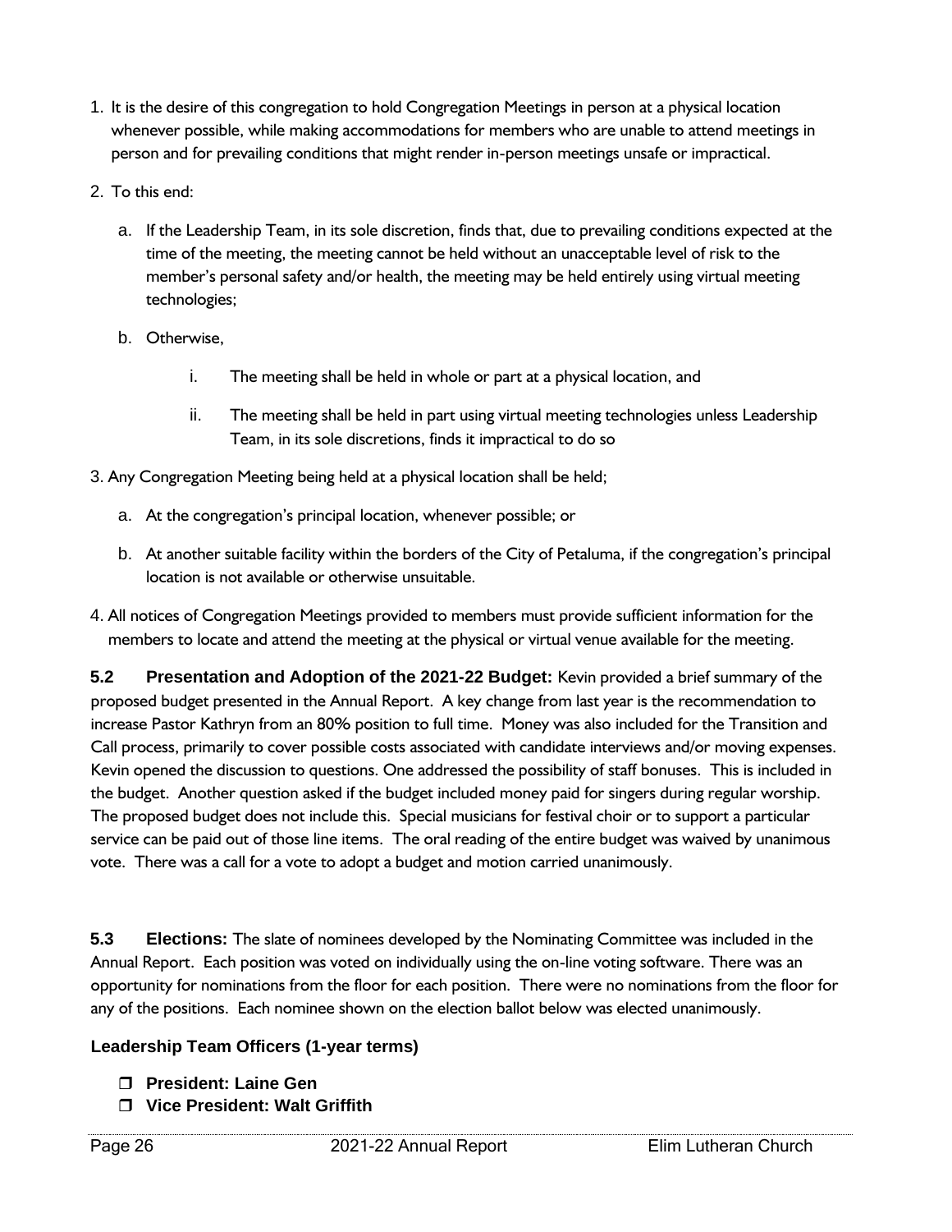1. It is the desire of this congregation to hold Congregation Meetings in person at a physical location whenever possible, while making accommodations for members who are unable to attend meetings in person and for prevailing conditions that might render in-person meetings unsafe or impractical.
2. To this end:
   a. If the Leadership Team, in its sole discretion, finds that, due to prevailing conditions expected at the time of the meeting, the meeting cannot be held without an unacceptable level of risk to the member's personal safety and/or health, the meeting may be held entirely using virtual meeting technologies;
   b. Otherwise,
      i. The meeting shall be held in whole or part at a physical location, and
      ii. The meeting shall be held in part using virtual meeting technologies unless Leadership Team, in its sole discretions, finds it impractical to do so
3. Any Congregation Meeting being held at a physical location shall be held;
   a. At the congregation's principal location, whenever possible; or
   b. At another suitable facility within the borders of the City of Petaluma, if the congregation's principal location is not available or otherwise unsuitable.
4. All notices of Congregation Meetings provided to members must provide sufficient information for the members to locate and attend the meeting at the physical or virtual venue available for the meeting.

**5.2 Presentation and Adoption of the 2021-22 Budget:** Kevin provided a brief summary of the proposed budget presented in the Annual Report. A key change from last year is the recommendation to increase Pastor Kathryn from an 80% position to full time. Money was also included for the Transition and Call process, primarily to cover possible costs associated with candidate interviews and/or moving expenses. Kevin opened the discussion to questions. One addressed the possibility of staff bonuses. This is included in the budget. Another question asked if the budget included money paid for singers during regular worship. The proposed budget does not include this. Special musicians for festival choir or to support a particular service can be paid out of those line items. The oral reading of the entire budget was waived by unanimous vote. There was a call for a vote to adopt a budget and motion carried unanimously.

**5.3 Elections:** The slate of nominees developed by the Nominating Committee was included in the Annual Report. Each position was voted on individually using the on-line voting software. There was an opportunity for nominations from the floor for each position. There were no nominations from the floor for any of the positions. Each nominee shown on the election ballot below was elected unanimously.

**Leadership Team Officers (1-year terms)**

- ❒ **President: Laine Gen**
- ❒ **Vice President: Walt Griffith**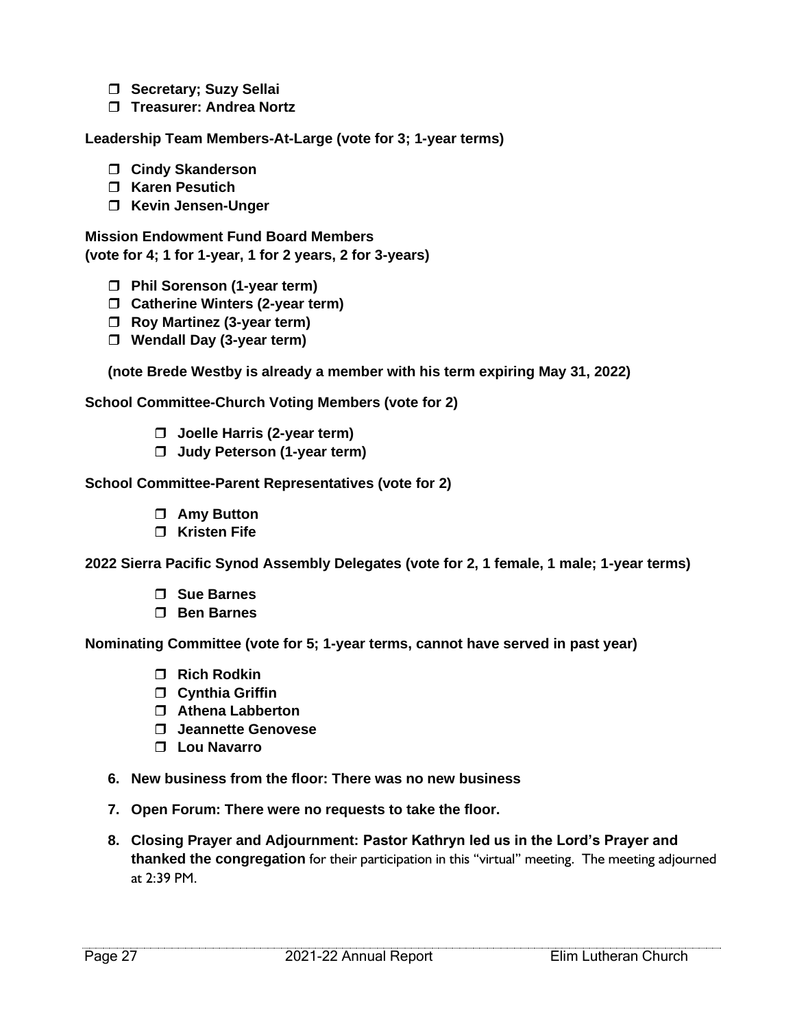- ❒ **Secretary; Suzy Sellai**
- ❒ **Treasurer: Andrea Nortz**

**Leadership Team Members-At-Large (vote for 3; 1-year terms)**

- ❒ **Cindy Skanderson**
- ❒ **Karen Pesutich**
- ❒ **Kevin Jensen-Unger**

**Mission Endowment Fund Board Members**
**(vote for 4; 1 for 1-year, 1 for 2 years, 2 for 3-years)**

- ❒ **Phil Sorenson (1-year term)**
- ❒ **Catherine Winters (2-year term)**
- ❒ **Roy Martinez (3-year term)**
- ❒ **Wendall Day (3-year term)**

**(note Brede Westby is already a member with his term expiring May 31, 2022)**

**School Committee-Church Voting Members (vote for 2)**

- ❒ **Joelle Harris (2-year term)**
- ❒ **Judy Peterson (1-year term)**

**School Committee-Parent Representatives (vote for 2)**

- ❒ **Amy Button**
- ❒ **Kristen Fife**

**2022 Sierra Pacific Synod Assembly Delegates (vote for 2, 1 female, 1 male; 1-year terms)**

- ❒ **Sue Barnes**
- ❒ **Ben Barnes**

**Nominating Committee (vote for 5; 1-year terms, cannot have served in past year)**

- ❒ **Rich Rodkin**
- ❒ **Cynthia Griffin**
- ❒ **Athena Labberton**
- ❒ **Jeannette Genovese**
- ❒ **Lou Navarro**

6. **New business from the floor: There was no new business**
7. **Open Forum: There were no requests to take the floor.**
8. **Closing Prayer and Adjournment: Pastor Kathryn led us in the Lord's Prayer and thanked the congregation** for their participation in this "virtual" meeting. The meeting adjourned at 2:39 PM.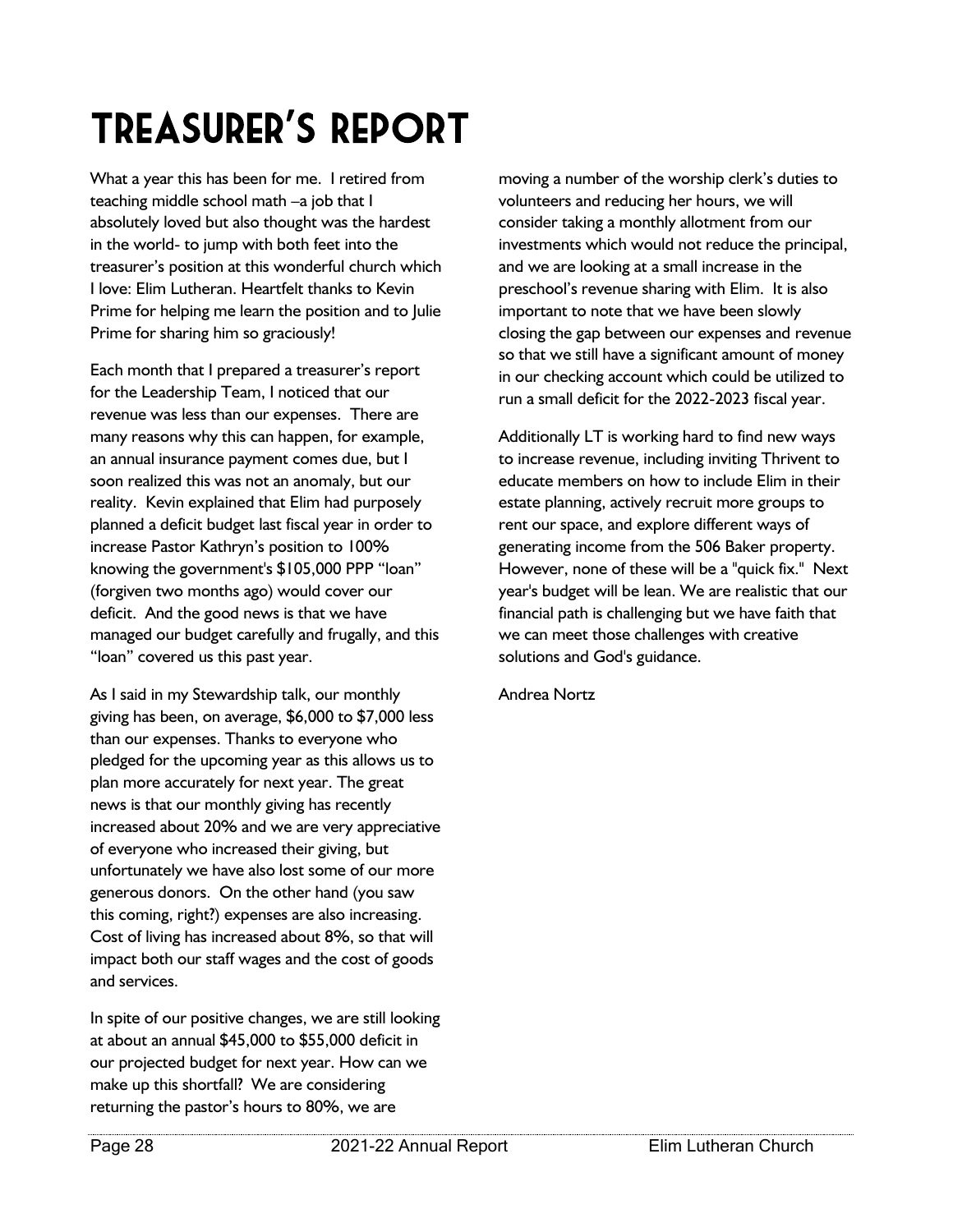# TREASURER'S REPORT

What a year this has been for me. I retired from teaching middle school math –a job that I absolutely loved but also thought was the hardest in the world- to jump with both feet into the treasurer's position at this wonderful church which I love: Elim Lutheran. Heartfelt thanks to Kevin Prime for helping me learn the position and to Julie Prime for sharing him so graciously!

Each month that I prepared a treasurer's report for the Leadership Team, I noticed that our revenue was less than our expenses. There are many reasons why this can happen, for example, an annual insurance payment comes due, but I soon realized this was not an anomaly, but our reality. Kevin explained that Elim had purposely planned a deficit budget last fiscal year in order to increase Pastor Kathryn's position to 100% knowing the government's $105,000 PPP "loan" (forgiven two months ago) would cover our deficit. And the good news is that we have managed our budget carefully and frugally, and this "loan" covered us this past year.

As I said in my Stewardship talk, our monthly giving has been, on average, $6,000 to $7,000 less than our expenses. Thanks to everyone who pledged for the upcoming year as this allows us to plan more accurately for next year. The great news is that our monthly giving has recently increased about 20% and we are very appreciative of everyone who increased their giving, but unfortunately we have also lost some of our more generous donors. On the other hand (you saw this coming, right?) expenses are also increasing. Cost of living has increased about 8%, so that will impact both our staff wages and the cost of goods and services.

In spite of our positive changes, we are still looking at about an annual $45,000 to $55,000 deficit in our projected budget for next year. How can we make up this shortfall? We are considering returning the pastor's hours to 80%, we are moving a number of the worship clerk's duties to volunteers and reducing her hours, we will consider taking a monthly allotment from our investments which would not reduce the principal, and we are looking at a small increase in the preschool's revenue sharing with Elim. It is also important to note that we have been slowly closing the gap between our expenses and revenue so that we still have a significant amount of money in our checking account which could be utilized to run a small deficit for the 2022-2023 fiscal year.

Additionally LT is working hard to find new ways to increase revenue, including inviting Thrivent to educate members on how to include Elim in their estate planning, actively recruit more groups to rent our space, and explore different ways of generating income from the 506 Baker property. However, none of these will be a "quick fix." Next year's budget will be lean. We are realistic that our financial path is challenging but we have faith that we can meet those challenges with creative solutions and God's guidance.

Andrea Nortz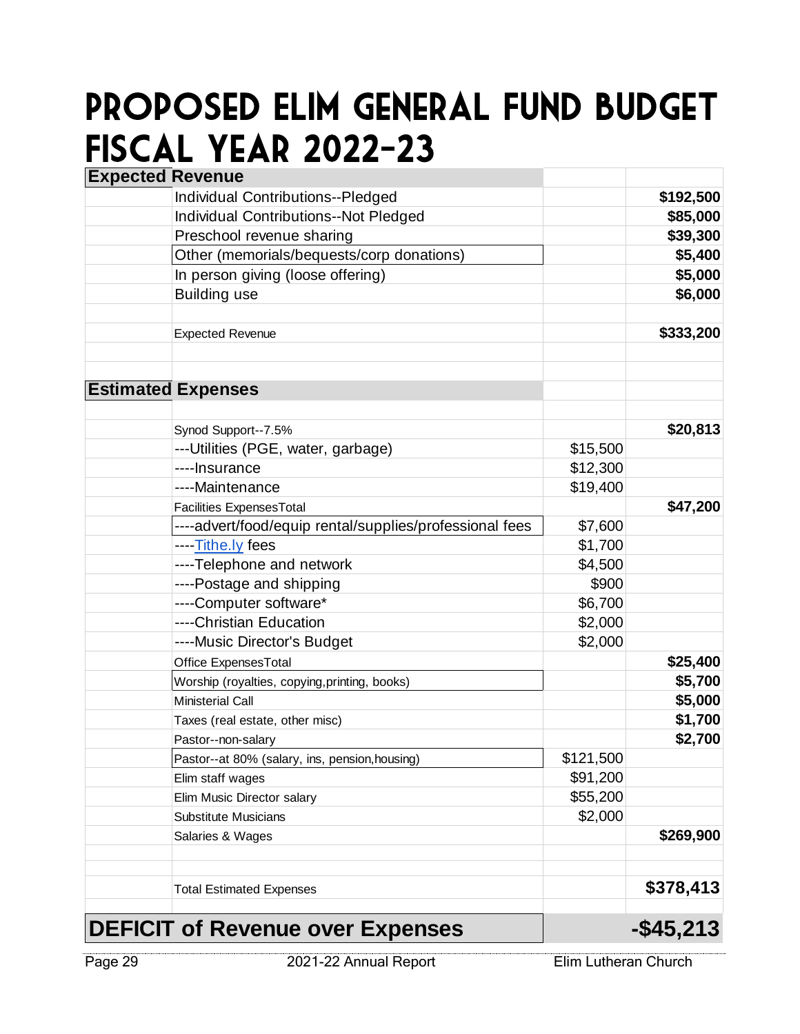# PROPOSED ELIM GENERAL FUND BUDGET FISCAL YEAR 2022-23

| | | | |
|---|---|---|---|
| **Expected Revenue** | | | |
| | Individual Contributions--Pledged | | **$192,500** |
| | Individual Contributions--Not Pledged | | **$85,000** |
| | Preschool revenue sharing | | **$39,300** |
| | Other (memorials/bequests/corp donations) | | **$5,400** |
| | In person giving (loose offering) | | **$5,000** |
| | Building use | | **$6,000** |
| | | | |
| | Expected Revenue | | **$333,200** |
| | | | |
| | | | |
| **Estimated Expenses** | | | |
| | | | |
| | Synod Support--7.5% | | **$20,813** |
| | ---Utilities (PGE, water, garbage) | $15,500 | |
| | ----Insurance | $12,300 | |
| | ----Maintenance | $19,400 | |
| | Facilities ExpensesTotal | | **$47,200** |
| | ----advert/food/equip rental/supplies/professional fees | $7,600 | |
| | ----Tithe.ly fees | $1,700 | |
| | ----Telephone and network | $4,500 | |
| | ----Postage and shipping | $900 | |
| | ----Computer software* | $6,700 | |
| | ----Christian Education | $2,000 | |
| | ----Music Director's Budget | $2,000 | |
| | Office ExpensesTotal | | **$25,400** |
| | Worship (royalties, copying,printing, books) | | **$5,700** |
| | Ministerial Call | | **$5,000** |
| | Taxes (real estate, other misc) | | **$1,700** |
| | Pastor--non-salary | | **$2,700** |
| | Pastor--at 80% (salary, ins, pension,housing) | $121,500 | |
| | Elim staff wages | $91,200 | |
| | Elim Music Director salary | $55,200 | |
| | Substitute Musicians | $2,000 | |
| | Salaries & Wages | | **$269,900** |
| | | | |
| | | | |
| | Total Estimated Expenses | | **$378,413** |
| | | | |
| **DEFICIT of Revenue over Expenses** | | | **-$45,213** |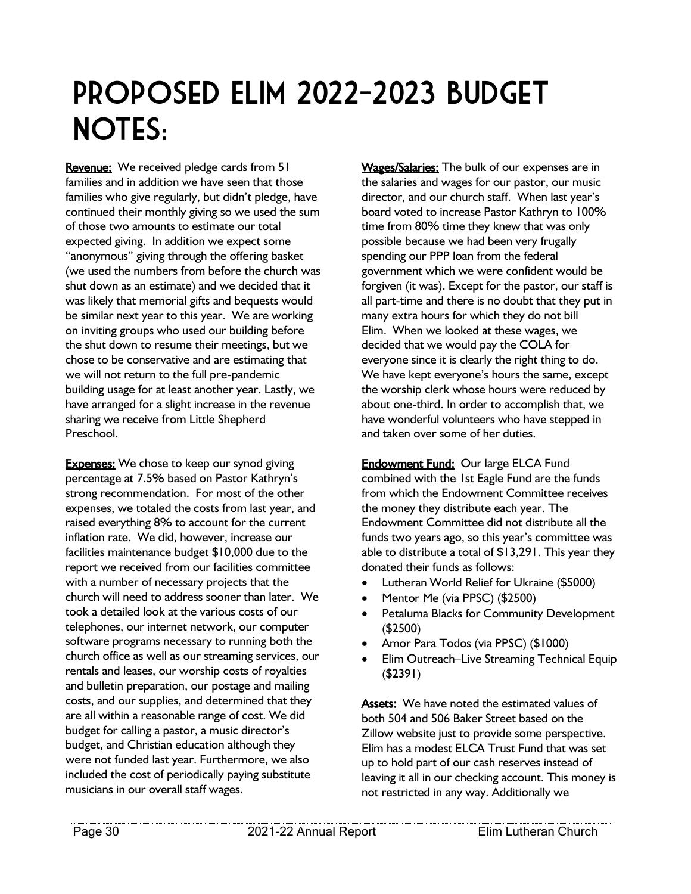# PROPOSED ELIM 2022-2023 BUDGET NOTES:

**Revenue:** We received pledge cards from 51 families and in addition we have seen that those families who give regularly, but didn't pledge, have continued their monthly giving so we used the sum of those two amounts to estimate our total expected giving. In addition we expect some "anonymous" giving through the offering basket (we used the numbers from before the church was shut down as an estimate) and we decided that it was likely that memorial gifts and bequests would be similar next year to this year. We are working on inviting groups who used our building before the shut down to resume their meetings, but we chose to be conservative and are estimating that we will not return to the full pre-pandemic building usage for at least another year. Lastly, we have arranged for a slight increase in the revenue sharing we receive from Little Shepherd Preschool.

**Expenses:** We chose to keep our synod giving percentage at 7.5% based on Pastor Kathryn's strong recommendation. For most of the other expenses, we totaled the costs from last year, and raised everything 8% to account for the current inflation rate. We did, however, increase our facilities maintenance budget $10,000 due to the report we received from our facilities committee with a number of necessary projects that the church will need to address sooner than later. We took a detailed look at the various costs of our telephones, our internet network, our computer software programs necessary to running both the church office as well as our streaming services, our rentals and leases, our worship costs of royalties and bulletin preparation, our postage and mailing costs, and our supplies, and determined that they are all within a reasonable range of cost. We did budget for calling a pastor, a music director's budget, and Christian education although they were not funded last year. Furthermore, we also included the cost of periodically paying substitute musicians in our overall staff wages.

**Wages/Salaries:** The bulk of our expenses are in the salaries and wages for our pastor, our music director, and our church staff. When last year's board voted to increase Pastor Kathryn to 100% time from 80% time they knew that was only possible because we had been very frugally spending our PPP loan from the federal government which we were confident would be forgiven (it was). Except for the pastor, our staff is all part-time and there is no doubt that they put in many extra hours for which they do not bill Elim. When we looked at these wages, we decided that we would pay the COLA for everyone since it is clearly the right thing to do. We have kept everyone's hours the same, except the worship clerk whose hours were reduced by about one-third. In order to accomplish that, we have wonderful volunteers who have stepped in and taken over some of her duties.

**Endowment Fund:** Our large ELCA Fund combined with the 1st Eagle Fund are the funds from which the Endowment Committee receives the money they distribute each year. The Endowment Committee did not distribute all the funds two years ago, so this year's committee was able to distribute a total of $13,291. This year they donated their funds as follows:

- Lutheran World Relief for Ukraine ($5000)
- Mentor Me (via PPSC) ($2500)
- Petaluma Blacks for Community Development ($2500)
- Amor Para Todos (via PPSC) ($1000)
- Elim Outreach–Live Streaming Technical Equip ($2391)

**Assets:** We have noted the estimated values of both 504 and 506 Baker Street based on the Zillow website just to provide some perspective. Elim has a modest ELCA Trust Fund that was set up to hold part of our cash reserves instead of leaving it all in our checking account. This money is not restricted in any way. Additionally we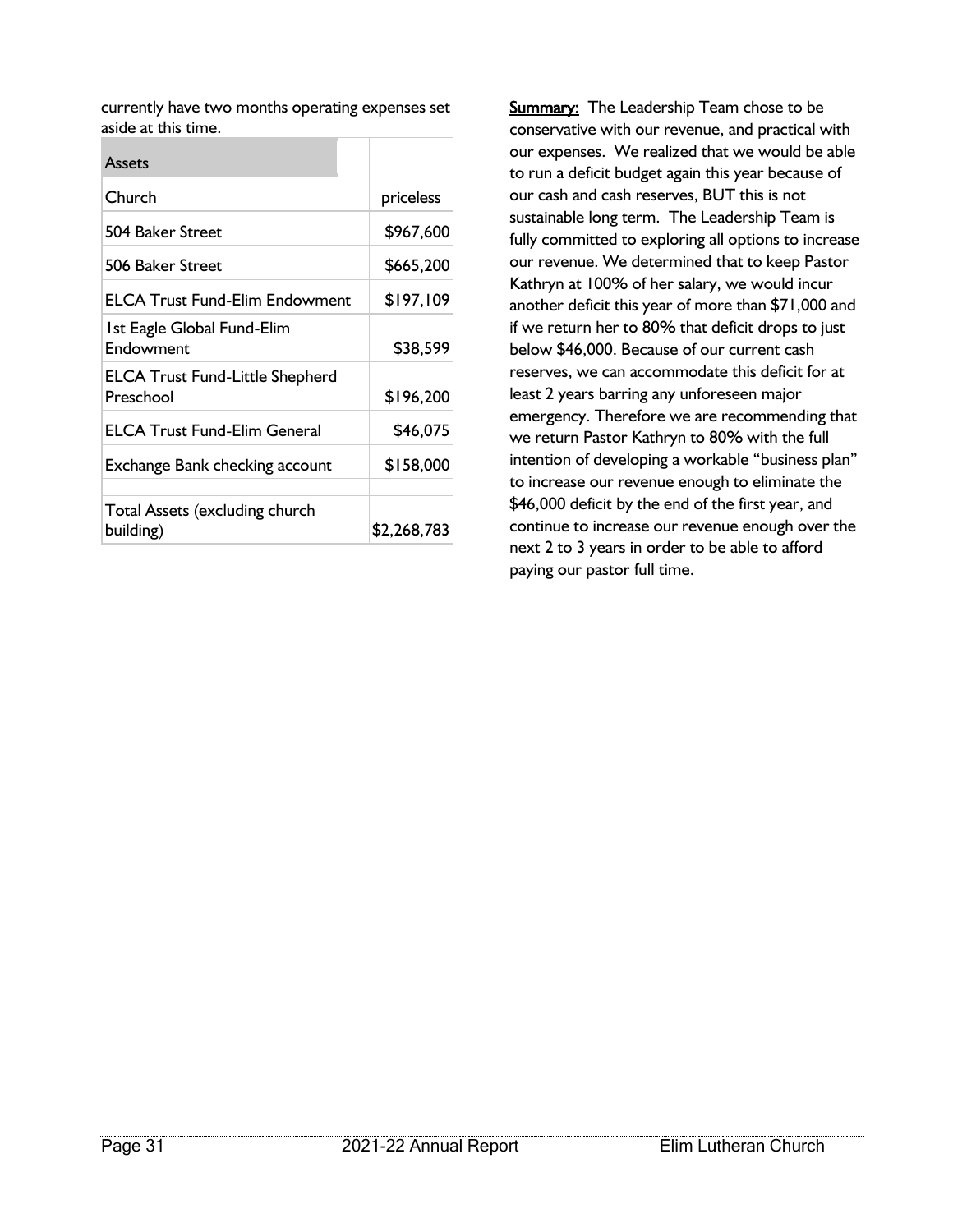currently have two months operating expenses set aside at this time.

| Assets | |
|---|---|
| Church | priceless |
| 504 Baker Street | $967,600 |
| 506 Baker Street | $665,200 |
| ELCA Trust Fund-Elim Endowment | $197,109 |
| 1st Eagle Global Fund-Elim Endowment | $38,599 |
| ELCA Trust Fund-Little Shepherd Preschool | $196,200 |
| ELCA Trust Fund-Elim General | $46,075 |
| Exchange Bank checking account | $158,000 |
| | |
| Total Assets (excluding church building) | $2,268,783 |

**Summary:** The Leadership Team chose to be conservative with our revenue, and practical with our expenses. We realized that we would be able to run a deficit budget again this year because of our cash and cash reserves, BUT this is not sustainable long term. The Leadership Team is fully committed to exploring all options to increase our revenue. We determined that to keep Pastor Kathryn at 100% of her salary, we would incur another deficit this year of more than $71,000 and if we return her to 80% that deficit drops to just below $46,000. Because of our current cash reserves, we can accommodate this deficit for at least 2 years barring any unforeseen major emergency. Therefore we are recommending that we return Pastor Kathryn to 80% with the full intention of developing a workable "business plan" to increase our revenue enough to eliminate the $46,000 deficit by the end of the first year, and continue to increase our revenue enough over the next 2 to 3 years in order to be able to afford paying our pastor full time.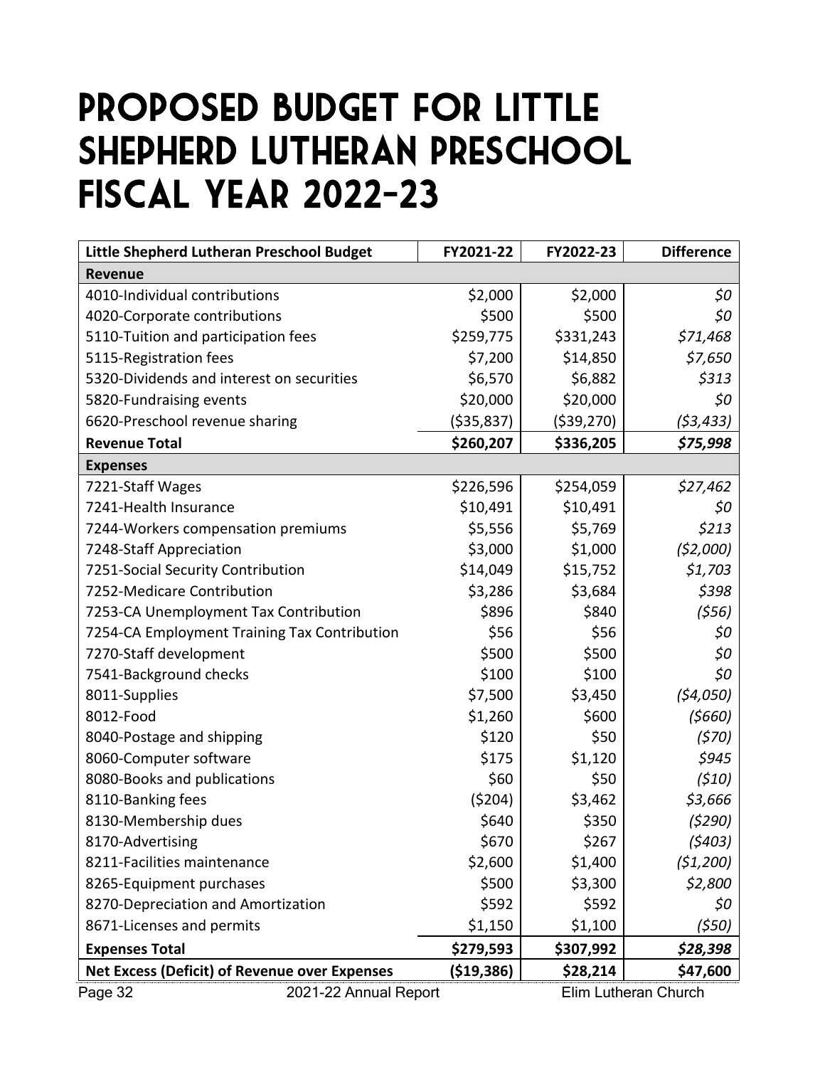# PROPOSED BUDGET FOR LITTLE SHEPHERD LUTHERAN PRESCHOOL FISCAL YEAR 2022-23

| Little Shepherd Lutheran Preschool Budget | FY2021-22 | FY2022-23 | Difference |
|---|---|---|---|
| **Revenue** | | | |
| 4010-Individual contributions | $2,000 | $2,000 | *$0* |
| 4020-Corporate contributions | $500 | $500 | *$0* |
| 5110-Tuition and participation fees | $259,775 | $331,243 | *$71,468* |
| 5115-Registration fees | $7,200 | $14,850 | *$7,650* |
| 5320-Dividends and interest on securities | $6,570 | $6,882 | *$313* |
| 5820-Fundraising events | $20,000 | $20,000 | *$0* |
| 6620-Preschool revenue sharing | ($35,837) | ($39,270) | *($3,433)* |
| **Revenue Total** | **$260,207** | **$336,205** | ***$75,998*** |
| **Expenses** | | | |
| 7221-Staff Wages | $226,596 | $254,059 | *$27,462* |
| 7241-Health Insurance | $10,491 | $10,491 | *$0* |
| 7244-Workers compensation premiums | $5,556 | $5,769 | *$213* |
| 7248-Staff Appreciation | $3,000 | $1,000 | *($2,000)* |
| 7251-Social Security Contribution | $14,049 | $15,752 | *$1,703* |
| 7252-Medicare Contribution | $3,286 | $3,684 | *$398* |
| 7253-CA Unemployment Tax Contribution | $896 | $840 | *($56)* |
| 7254-CA Employment Training Tax Contribution | $56 | $56 | *$0* |
| 7270-Staff development | $500 | $500 | *$0* |
| 7541-Background checks | $100 | $100 | *$0* |
| 8011-Supplies | $7,500 | $3,450 | *($4,050)* |
| 8012-Food | $1,260 | $600 | *($660)* |
| 8040-Postage and shipping | $120 | $50 | *($70)* |
| 8060-Computer software | $175 | $1,120 | *$945* |
| 8080-Books and publications | $60 | $50 | *($10)* |
| 8110-Banking fees | ($204) | $3,462 | *$3,666* |
| 8130-Membership dues | $640 | $350 | *($290)* |
| 8170-Advertising | $670 | $267 | *($403)* |
| 8211-Facilities maintenance | $2,600 | $1,400 | *($1,200)* |
| 8265-Equipment purchases | $500 | $3,300 | *$2,800* |
| 8270-Depreciation and Amortization | $592 | $592 | *$0* |
| 8671-Licenses and permits | $1,150 | $1,100 | *($50)* |
| **Expenses Total** | **$279,593** | **$307,992** | ***$28,398*** |
| **Net Excess (Deficit) of Revenue over Expenses** | **($19,386)** | **$28,214** | **$47,600** |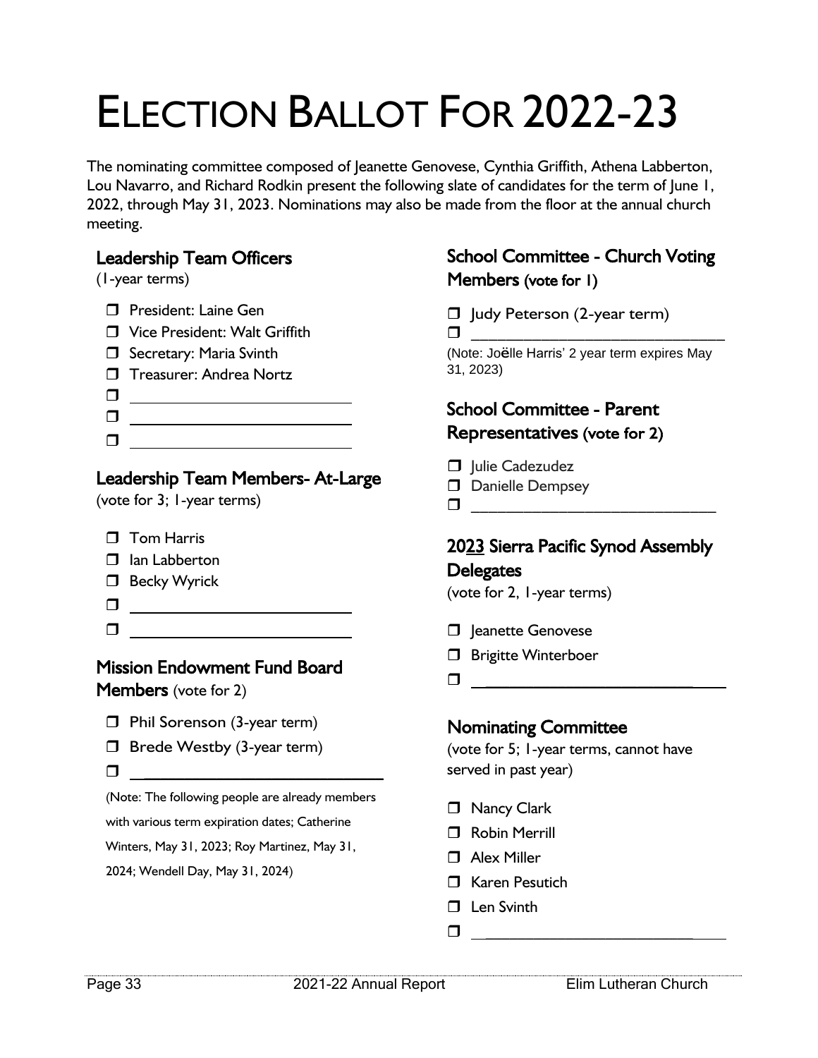# ELECTION BALLOT FOR 2022-23

The nominating committee composed of Jeanette Genovese, Cynthia Griffith, Athena Labberton, Lou Navarro, and Richard Rodkin present the following slate of candidates for the term of June 1, 2022, through May 31, 2023. Nominations may also be made from the floor at the annual church meeting.

## Leadership Team Officers

(1-year terms)

- ❒ President: Laine Gen
- ❒ Vice President: Walt Griffith
- ❒ Secretary: Maria Svinth
- ❒ Treasurer: Andrea Nortz
- ❒ ____________________
- ❒ ____________________
- ❒ ____________________

## Leadership Team Members- At-Large

(vote for 3; 1-year terms)

- ❒ Tom Harris
- ❒ Ian Labberton
- ❒ Becky Wyrick
- ❒ ____________________
- ❒ ____________________

## Mission Endowment Fund Board Members (vote for 2)

- ❒ Phil Sorenson (3-year term)
- ❒ Brede Westby (3-year term)
- ❒ ____________________

(Note: The following people are already members with various term expiration dates; Catherine Winters, May 31, 2023; Roy Martinez, May 31, 2024; Wendell Day, May 31, 2024)

## School Committee - Church Voting Members (vote for 1)

- ❒ Judy Peterson (2-year term)
- ❒ ____________________

(Note: Joëlle Harris' 2 year term expires May 31, 2023)

## School Committee - Parent Representatives (vote for 2)

- ❒ Julie Cadezudez
- ❒ Danielle Dempsey
- ❒ ____________________

## 2023 Sierra Pacific Synod Assembly Delegates

(vote for 2, 1-year terms)

- ❒ Jeanette Genovese
- ❒ Brigitte Winterboer
- ❒ ____________________

## Nominating Committee

(vote for 5; 1-year terms, cannot have served in past year)

- ❒ Nancy Clark
- ❒ Robin Merrill
- ❒ Alex Miller
- ❒ Karen Pesutich
- ❒ Len Svinth
- ❒ ____________________